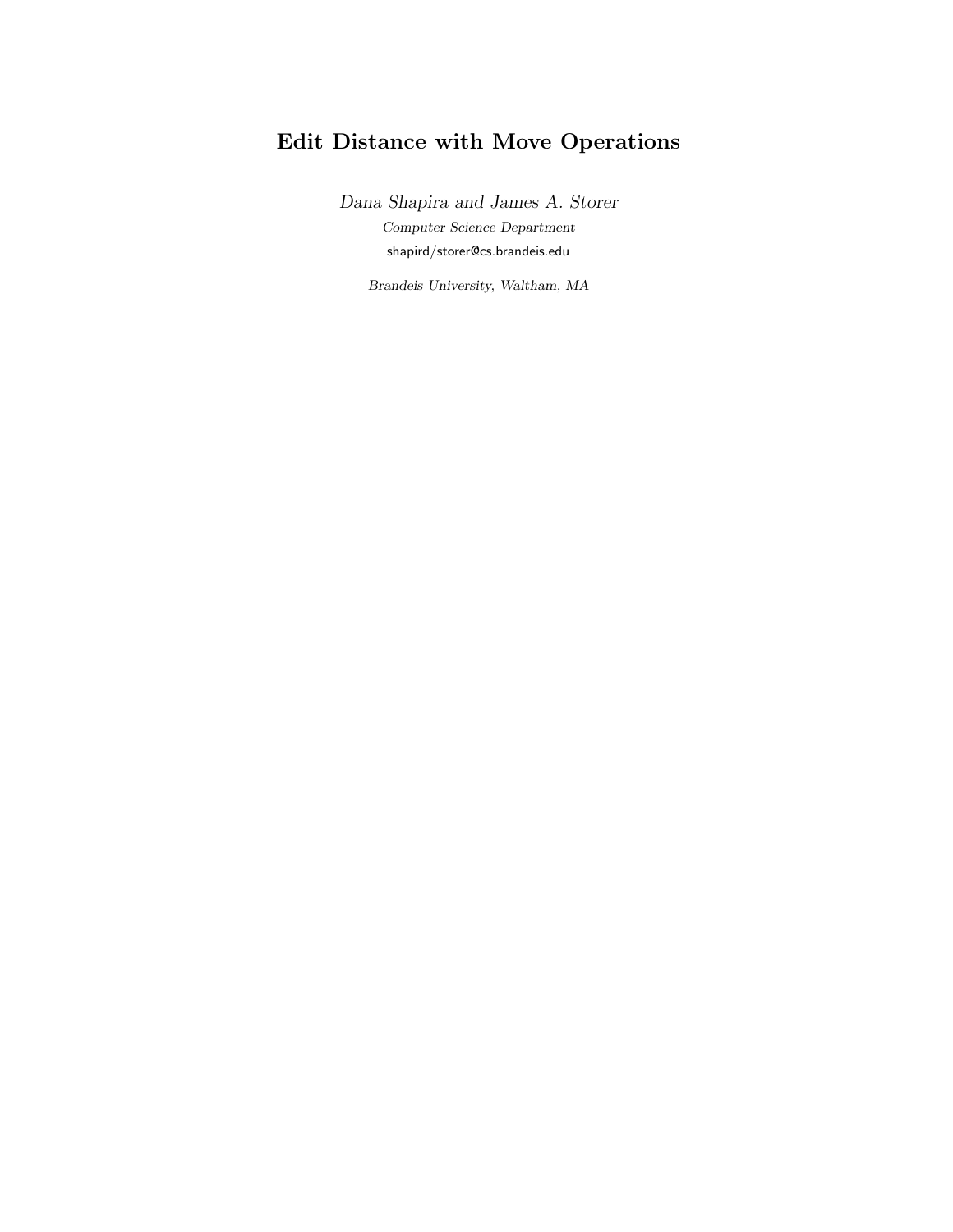# Edit Distance with Move Operations

*Dana Shapira and James A. Storer*

*Computer Science Department*

shapird/storer@cs.brandeis.edu

*Brandeis University, Waltham, MA*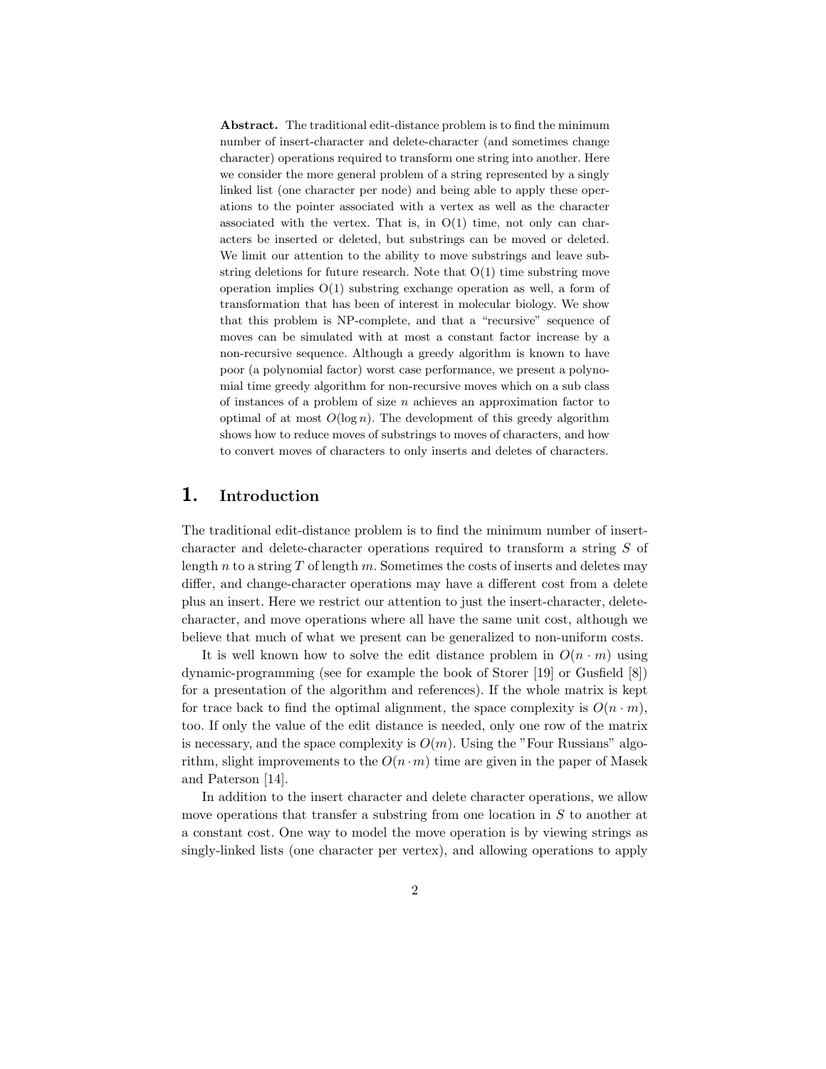**Abstract.** The traditional edit-distance problem is to find the minimum number of insert-character and delete-character (and sometimes change character) operations required to transform one string into another. Here we consider the more general problem of a string represented by a singly linked list (one character per node) and being able to apply these operations to the pointer associated with a vertex as well as the character associated with the vertex. That is, in O(1) time, not only can characters be inserted or deleted, but substrings can be moved or deleted. We limit our attention to the ability to move substrings and leave substring deletions for future research. Note that O(1) time substring move operation implies O(1) substring exchange operation as well, a form of transformation that has been of interest in molecular biology. We show that this problem is NP-complete, and that a "recursive" sequence of moves can be simulated with at most a constant factor increase by a non-recursive sequence. Although a greedy algorithm is known to have poor (a polynomial factor) worst case performance, we present a polynomial time greedy algorithm for non-recursive moves which on a sub class of instances of a problem of size $n$ achieves an approximation factor to optimal of at most $O(\log n)$. The development of this greedy algorithm shows how to reduce moves of substrings to moves of characters, and how to convert moves of characters to only inserts and deletes of characters.

# 1. Introduction

The traditional edit-distance problem is to find the minimum number of insert-character and delete-character operations required to transform a string $S$ of length $n$ to a string $T$ of length $m$. Sometimes the costs of inserts and deletes may differ, and change-character operations may have a different cost from a delete plus an insert. Here we restrict our attention to just the insert-character, delete-character, and move operations where all have the same unit cost, although we believe that much of what we present can be generalized to non-uniform costs.

It is well known how to solve the edit distance problem in $O(n \cdot m)$ using dynamic-programming (see for example the book of Storer [19] or Gusfield [8]) for a presentation of the algorithm and references). If the whole matrix is kept for trace back to find the optimal alignment, the space complexity is $O(n \cdot m)$, too. If only the value of the edit distance is needed, only one row of the matrix is necessary, and the space complexity is $O(m)$. Using the "Four Russians" algorithm, slight improvements to the $O(n \cdot m)$ time are given in the paper of Masek and Paterson [14].

In addition to the insert character and delete character operations, we allow move operations that transfer a substring from one location in $S$ to another at a constant cost. One way to model the move operation is by viewing strings as singly-linked lists (one character per vertex), and allowing operations to apply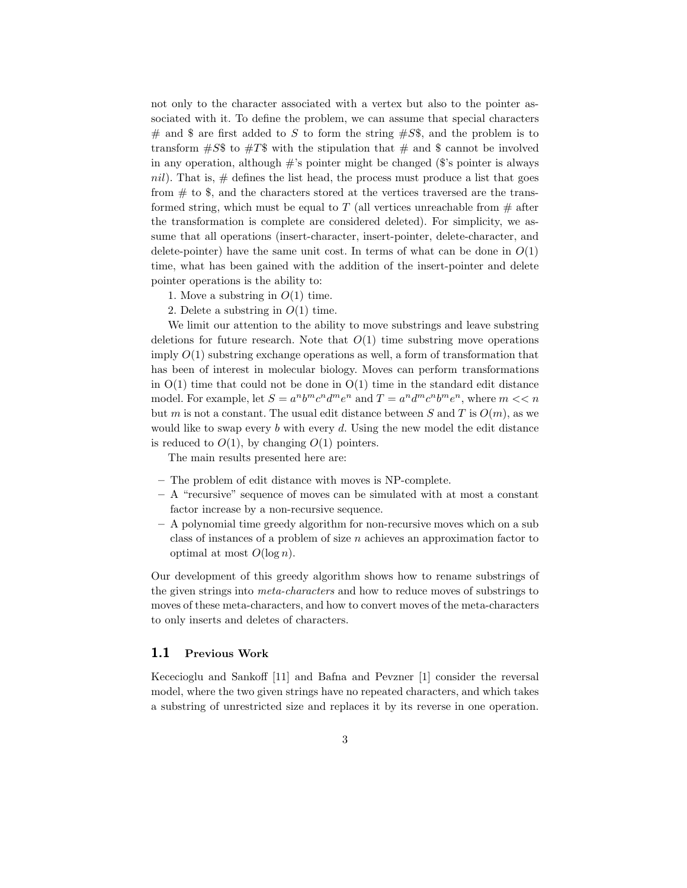not only to the character associated with a vertex but also to the pointer associated with it. To define the problem, we can assume that special characters # and $ are first added to $S$ to form the string $\#S\$$, and the problem is to transform $\#S\$$ to $\#T\$$ with the stipulation that # and $ cannot be involved in any operation, although #'s pointer might be changed ($'s pointer is always *nil*). That is, # defines the list head, the process must produce a list that goes from # to $, and the characters stored at the vertices traversed are the transformed string, which must be equal to $T$ (all vertices unreachable from # after the transformation is complete are considered deleted). For simplicity, we assume that all operations (insert-character, insert-pointer, delete-character, and delete-pointer) have the same unit cost. In terms of what can be done in $O(1)$ time, what has been gained with the addition of the insert-pointer and delete pointer operations is the ability to:

1. Move a substring in $O(1)$ time.
2. Delete a substring in $O(1)$ time.

We limit our attention to the ability to move substrings and leave substring deletions for future research. Note that $O(1)$ time substring move operations imply $O(1)$ substring exchange operations as well, a form of transformation that has been of interest in molecular biology. Moves can perform transformations in O(1) time that could not be done in O(1) time in the standard edit distance model. For example, let $S = a^n b^m c^n d^m e^n$ and $T = a^n d^m c^n b^m e^n$, where $m << n$ but $m$ is not a constant. The usual edit distance between $S$ and $T$ is $O(m)$, as we would like to swap every $b$ with every $d$. Using the new model the edit distance is reduced to $O(1)$, by changing $O(1)$ pointers.

The main results presented here are:

- The problem of edit distance with moves is NP-complete.
- A "recursive" sequence of moves can be simulated with at most a constant factor increase by a non-recursive sequence.
- A polynomial time greedy algorithm for non-recursive moves which on a sub class of instances of a problem of size $n$ achieves an approximation factor to optimal at most $O(\log n)$.

Our development of this greedy algorithm shows how to rename substrings of the given strings into *meta-characters* and how to reduce moves of substrings to moves of these meta-characters, and how to convert moves of the meta-characters to only inserts and deletes of characters.

## 1.1 Previous Work

Kececioglu and Sankoff [11] and Bafna and Pevzner [1] consider the reversal model, where the two given strings have no repeated characters, and which takes a substring of unrestricted size and replaces it by its reverse in one operation.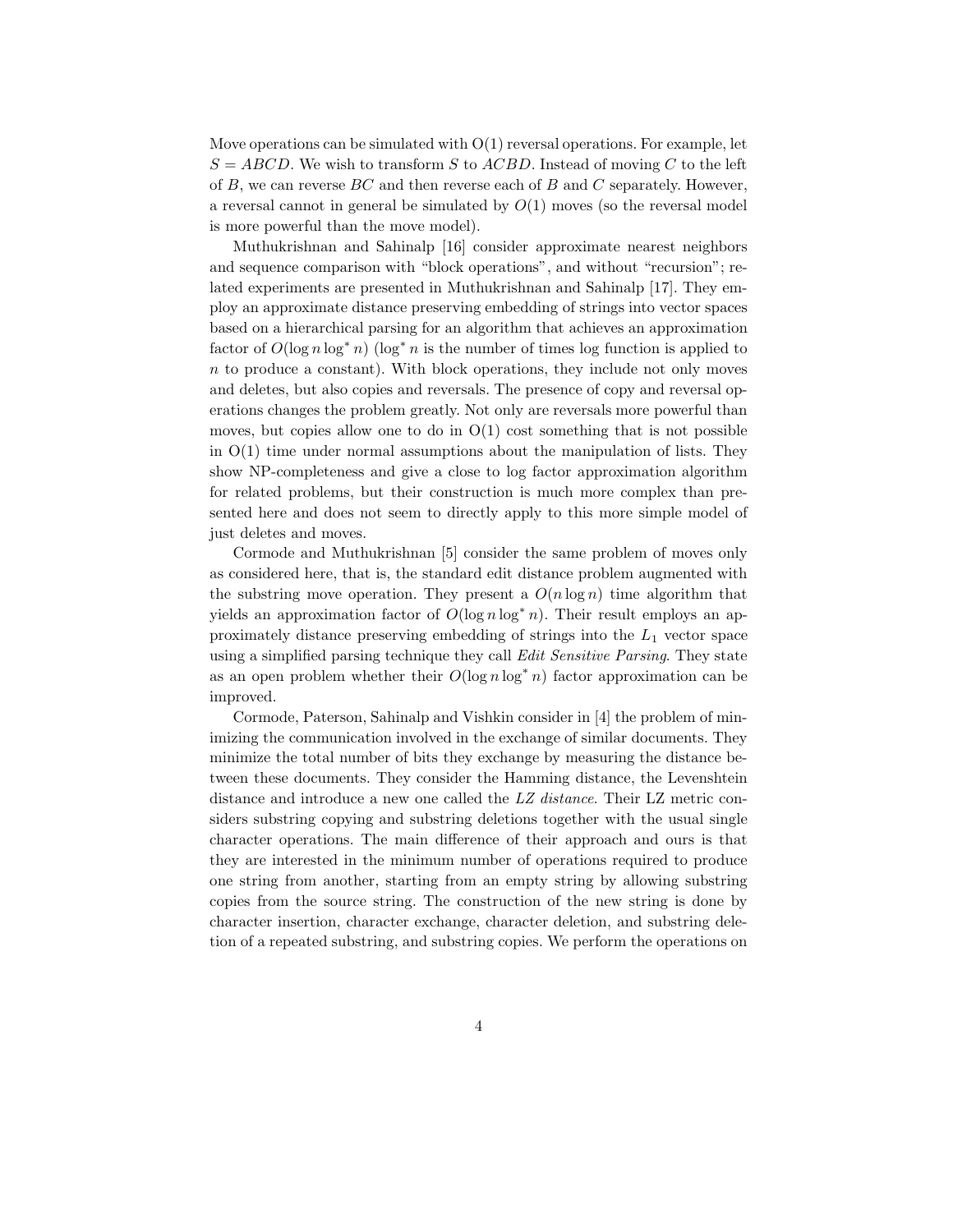Move operations can be simulated with O(1) reversal operations. For example, let $S = ABCD$. We wish to transform $S$ to $ACBD$. Instead of moving $C$ to the left of $B$, we can reverse $BC$ and then reverse each of $B$ and $C$ separately. However, a reversal cannot in general be simulated by $O(1)$ moves (so the reversal model is more powerful than the move model).

Muthukrishnan and Sahinalp [16] consider approximate nearest neighbors and sequence comparison with "block operations", and without "recursion"; related experiments are presented in Muthukrishnan and Sahinalp [17]. They employ an approximate distance preserving embedding of strings into vector spaces based on a hierarchical parsing for an algorithm that achieves an approximation factor of $O(\log n \log^* n)$ ($\log^* n$ is the number of times log function is applied to $n$ to produce a constant). With block operations, they include not only moves and deletes, but also copies and reversals. The presence of copy and reversal operations changes the problem greatly. Not only are reversals more powerful than moves, but copies allow one to do in O(1) cost something that is not possible in O(1) time under normal assumptions about the manipulation of lists. They show NP-completeness and give a close to log factor approximation algorithm for related problems, but their construction is much more complex than presented here and does not seem to directly apply to this more simple model of just deletes and moves.

Cormode and Muthukrishnan [5] consider the same problem of moves only as considered here, that is, the standard edit distance problem augmented with the substring move operation. They present a $O(n \log n)$ time algorithm that yields an approximation factor of $O(\log n \log^* n)$. Their result employs an approximately distance preserving embedding of strings into the $L_1$ vector space using a simplified parsing technique they call *Edit Sensitive Parsing*. They state as an open problem whether their $O(\log n \log^* n)$ factor approximation can be improved.

Cormode, Paterson, Sahinalp and Vishkin consider in [4] the problem of minimizing the communication involved in the exchange of similar documents. They minimize the total number of bits they exchange by measuring the distance between these documents. They consider the Hamming distance, the Levenshtein distance and introduce a new one called the *LZ distance*. Their LZ metric considers substring copying and substring deletions together with the usual single character operations. The main difference of their approach and ours is that they are interested in the minimum number of operations required to produce one string from another, starting from an empty string by allowing substring copies from the source string. The construction of the new string is done by character insertion, character exchange, character deletion, and substring deletion of a repeated substring, and substring copies. We perform the operations on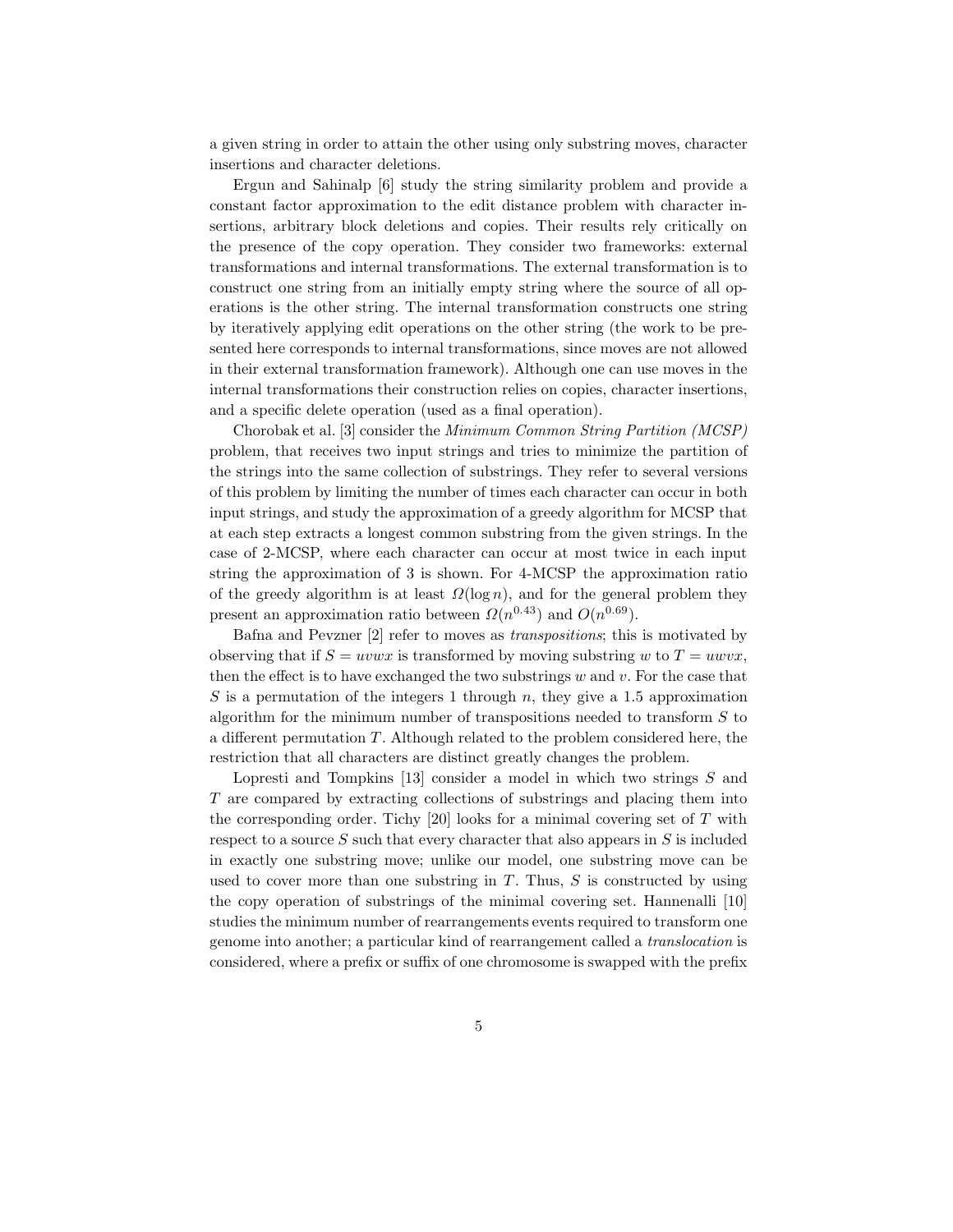a given string in order to attain the other using only substring moves, character insertions and character deletions.

Ergun and Sahinalp [6] study the string similarity problem and provide a constant factor approximation to the edit distance problem with character insertions, arbitrary block deletions and copies. Their results rely critically on the presence of the copy operation. They consider two frameworks: external transformations and internal transformations. The external transformation is to construct one string from an initially empty string where the source of all operations is the other string. The internal transformation constructs one string by iteratively applying edit operations on the other string (the work to be presented here corresponds to internal transformations, since moves are not allowed in their external transformation framework). Although one can use moves in the internal transformations their construction relies on copies, character insertions, and a specific delete operation (used as a final operation).

Chorobak et al. [3] consider the *Minimum Common String Partition (MCSP)* problem, that receives two input strings and tries to minimize the partition of the strings into the same collection of substrings. They refer to several versions of this problem by limiting the number of times each character can occur in both input strings, and study the approximation of a greedy algorithm for MCSP that at each step extracts a longest common substring from the given strings. In the case of 2-MCSP, where each character can occur at most twice in each input string the approximation of 3 is shown. For 4-MCSP the approximation ratio of the greedy algorithm is at least $\Omega(\log n)$, and for the general problem they present an approximation ratio between $\Omega(n^{0.43})$ and $O(n^{0.69})$.

Bafna and Pevzner [2] refer to moves as *transpositions*; this is motivated by observing that if $S = uvwx$ is transformed by moving substring $w$ to $T = uwvx$, then the effect is to have exchanged the two substrings $w$ and $v$. For the case that $S$ is a permutation of the integers 1 through $n$, they give a 1.5 approximation algorithm for the minimum number of transpositions needed to transform $S$ to a different permutation $T$. Although related to the problem considered here, the restriction that all characters are distinct greatly changes the problem.

Lopresti and Tompkins [13] consider a model in which two strings $S$ and $T$ are compared by extracting collections of substrings and placing them into the corresponding order. Tichy [20] looks for a minimal covering set of $T$ with respect to a source $S$ such that every character that also appears in $S$ is included in exactly one substring move; unlike our model, one substring move can be used to cover more than one substring in $T$. Thus, $S$ is constructed by using the copy operation of substrings of the minimal covering set. Hannenalli [10] studies the minimum number of rearrangements events required to transform one genome into another; a particular kind of rearrangement called a *translocation* is considered, where a prefix or suffix of one chromosome is swapped with the prefix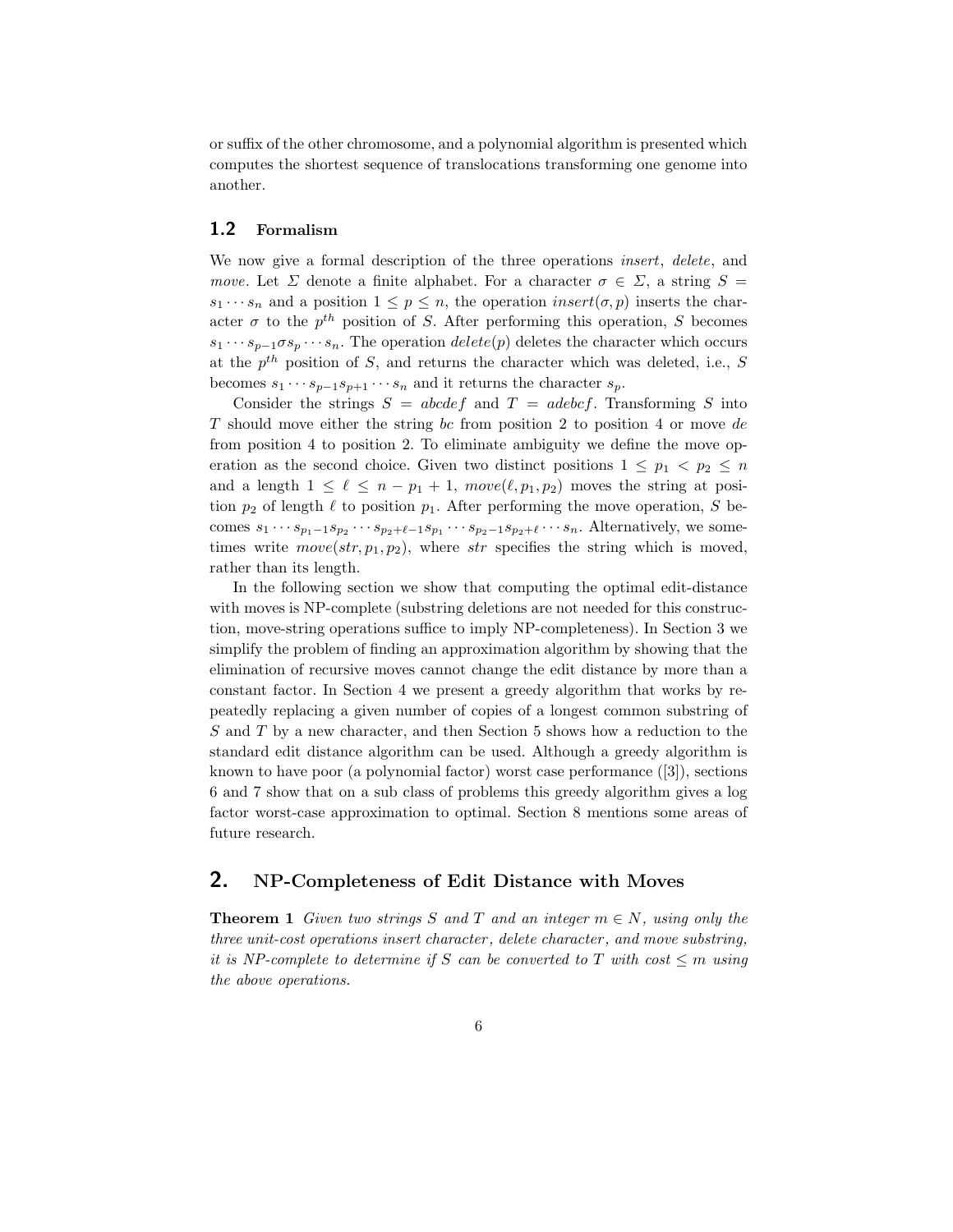or suffix of the other chromosome, and a polynomial algorithm is presented which computes the shortest sequence of translocations transforming one genome into another.

### 1.2 Formalism

We now give a formal description of the three operations *insert*, *delete*, and *move*. Let $\Sigma$ denote a finite alphabet. For a character $\sigma \in \Sigma$, a string $S = s_1 \cdots s_n$ and a position $1 \leq p \leq n$, the operation $insert(\sigma, p)$ inserts the character $\sigma$ to the $p^{th}$ position of $S$. After performing this operation, $S$ becomes $s_1 \cdots s_{p-1} \sigma s_p \cdots s_n$. The operation $delete(p)$ deletes the character which occurs at the $p^{th}$ position of $S$, and returns the character which was deleted, i.e., $S$ becomes $s_1 \cdots s_{p-1} s_{p+1} \cdots s_n$ and it returns the character $s_p$.

Consider the strings $S = abcdef$ and $T = adebcf$. Transforming $S$ into $T$ should move either the string $bc$ from position 2 to position 4 or move $de$ from position 4 to position 2. To eliminate ambiguity we define the move operation as the second choice. Given two distinct positions $1 \leq p_1 < p_2 \leq n$ and a length $1 \leq \ell \leq n - p_1 + 1$, $move(\ell, p_1, p_2)$ moves the string at position $p_2$ of length $\ell$ to position $p_1$. After performing the move operation, $S$ becomes $s_1 \cdots s_{p_1-1} s_{p_2} \cdots s_{p_2+\ell-1} s_{p_1} \cdots s_{p_2-1} s_{p_2+\ell} \cdots s_n$. Alternatively, we sometimes write $move(str, p_1, p_2)$, where $str$ specifies the string which is moved, rather than its length.

In the following section we show that computing the optimal edit-distance with moves is NP-complete (substring deletions are not needed for this construction, move-string operations suffice to imply NP-completeness). In Section 3 we simplify the problem of finding an approximation algorithm by showing that the elimination of recursive moves cannot change the edit distance by more than a constant factor. In Section 4 we present a greedy algorithm that works by repeatedly replacing a given number of copies of a longest common substring of $S$ and $T$ by a new character, and then Section 5 shows how a reduction to the standard edit distance algorithm can be used. Although a greedy algorithm is known to have poor (a polynomial factor) worst case performance ([3]), sections 6 and 7 show that on a sub class of problems this greedy algorithm gives a log factor worst-case approximation to optimal. Section 8 mentions some areas of future research.

## 2. NP-Completeness of Edit Distance with Moves

**Theorem 1** *Given two strings $S$ and $T$ and an integer $m \in N$, using only the three unit-cost operations insert character, delete character, and move substring, it is NP-complete to determine if $S$ can be converted to $T$ with cost $\leq m$ using the above operations.*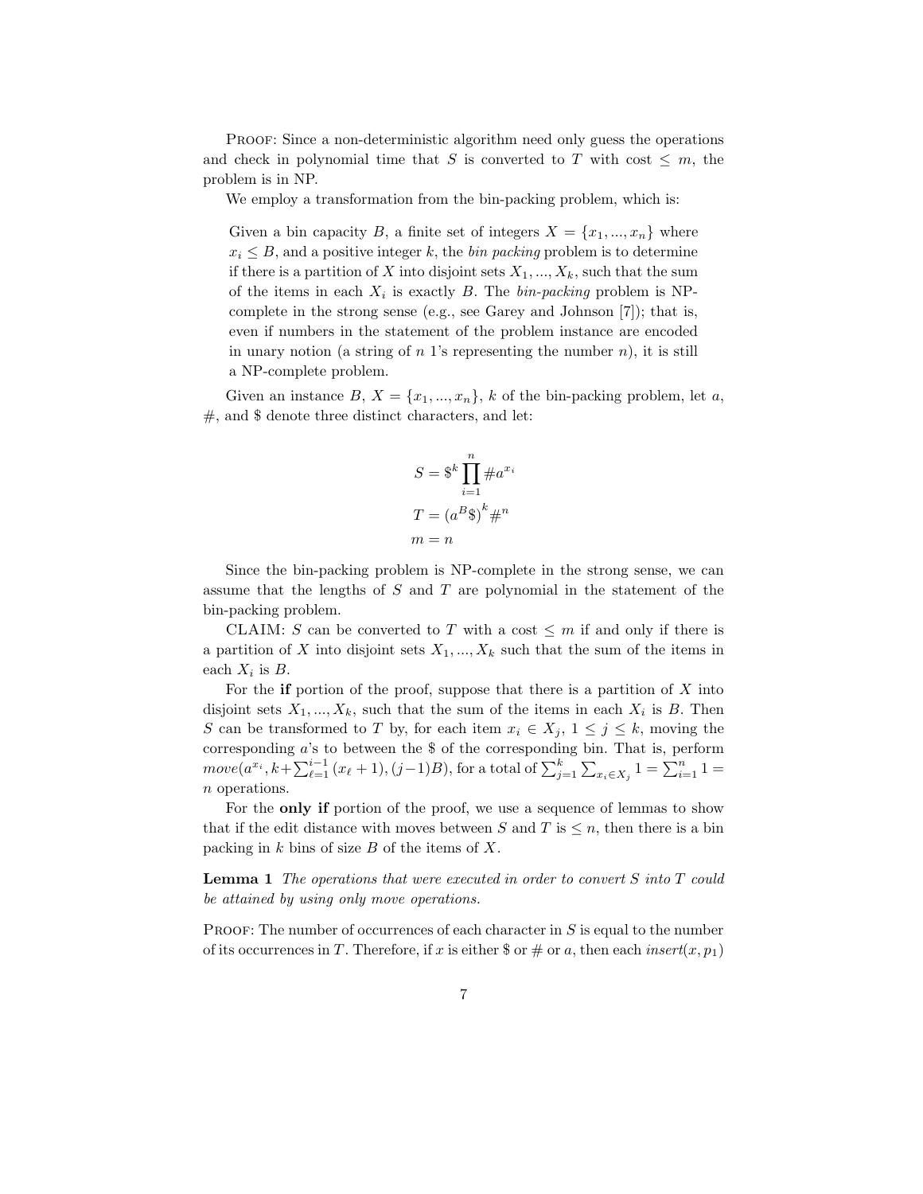PROOF: Since a non-deterministic algorithm need only guess the operations and check in polynomial time that $S$ is converted to $T$ with cost $\leq m$, the problem is in NP.

We employ a transformation from the bin-packing problem, which is:

> Given a bin capacity $B$, a finite set of integers $X = \{x_1, ..., x_n\}$ where $x_i \leq B$, and a positive integer $k$, the *bin packing* problem is to determine if there is a partition of $X$ into disjoint sets $X_1, ..., X_k$, such that the sum of the items in each $X_i$ is exactly $B$. The *bin-packing* problem is NP-complete in the strong sense (e.g., see Garey and Johnson [7]); that is, even if numbers in the statement of the problem instance are encoded in unary notion (a string of $n$ 1's representing the number $n$), it is still a NP-complete problem.

Given an instance $B$, $X = \{x_1, ..., x_n\}$, $k$ of the bin-packing problem, let $a$, $\#$, and $\$$ denote three distinct characters, and let:

$$S = \$^k \prod_{i=1}^{n} \# a^{x_i}$$

$$T = \left(a^B \$\right)^k \#^n$$

$$m = n$$

Since the bin-packing problem is NP-complete in the strong sense, we can assume that the lengths of $S$ and $T$ are polynomial in the statement of the bin-packing problem.

CLAIM: $S$ can be converted to $T$ with a cost $\leq m$ if and only if there is a partition of $X$ into disjoint sets $X_1, ..., X_k$ such that the sum of the items in each $X_i$ is $B$.

For the **if** portion of the proof, suppose that there is a partition of $X$ into disjoint sets $X_1, ..., X_k$, such that the sum of the items in each $X_i$ is $B$. Then $S$ can be transformed to $T$ by, for each item $x_i \in X_j$, $1 \leq j \leq k$, moving the corresponding $a$'s to between the $\$$ of the corresponding bin. That is, perform $move(a^{x_i}, k + \sum_{\ell=1}^{i-1}(x_\ell + 1), (j-1)B)$, for a total of $\sum_{j=1}^{k} \sum_{x_i \in X_j} 1 = \sum_{i=1}^{n} 1 = n$ operations.

For the **only if** portion of the proof, we use a sequence of lemmas to show that if the edit distance with moves between $S$ and $T$ is $\leq n$, then there is a bin packing in $k$ bins of size $B$ of the items of $X$.

**Lemma 1** *The operations that were executed in order to convert $S$ into $T$ could be attained by using only move operations.*

PROOF: The number of occurrences of each character in $S$ is equal to the number of its occurrences in $T$. Therefore, if $x$ is either $\$$ or $\#$ or $a$, then each $insert(x, p_1)$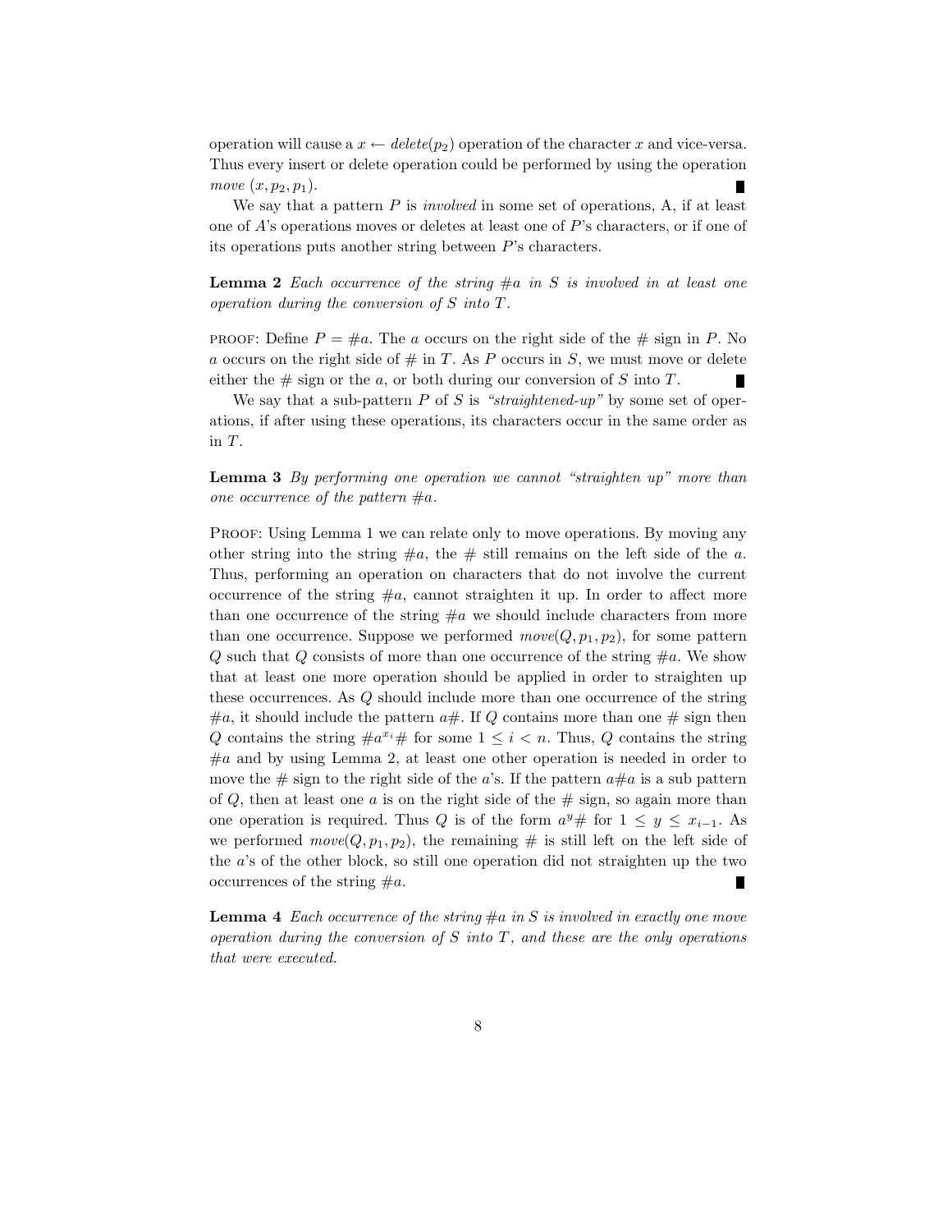operation will cause a $x \leftarrow delete(p_2)$ operation of the character $x$ and vice-versa. Thus every insert or delete operation could be performed by using the operation *move* $(x, p_2, p_1)$. ∎

We say that a pattern $P$ is *involved* in some set of operations, A, if at least one of $A$'s operations moves or deletes at least one of $P$'s characters, or if one of its operations puts another string between $P$'s characters.

**Lemma 2** *Each occurrence of the string $\#a$ in $S$ is involved in at least one operation during the conversion of $S$ into $T$.*

PROOF: Define $P = \#a$. The $a$ occurs on the right side of the # sign in $P$. No $a$ occurs on the right side of # in $T$. As $P$ occurs in $S$, we must move or delete either the # sign or the $a$, or both during our conversion of $S$ into $T$. ∎

We say that a sub-pattern $P$ of $S$ is *"straightened-up"* by some set of operations, if after using these operations, its characters occur in the same order as in $T$.

**Lemma 3** *By performing one operation we cannot "straighten up" more than one occurrence of the pattern $\#a$.*

PROOF: Using Lemma 1 we can relate only to move operations. By moving any other string into the string $\#a$, the # still remains on the left side of the $a$. Thus, performing an operation on characters that do not involve the current occurrence of the string $\#a$, cannot straighten it up. In order to affect more than one occurrence of the string $\#a$ we should include characters from more than one occurrence. Suppose we performed $move(Q, p_1, p_2)$, for some pattern $Q$ such that $Q$ consists of more than one occurrence of the string $\#a$. We show that at least one more operation should be applied in order to straighten up these occurrences. As $Q$ should include more than one occurrence of the string $\#a$, it should include the pattern $a\#$. If $Q$ contains more than one # sign then $Q$ contains the string $\#a^{x_i}\#$ for some $1 \leq i < n$. Thus, $Q$ contains the string $\#a$ and by using Lemma 2, at least one other operation is needed in order to move the # sign to the right side of the $a$'s. If the pattern $a\#a$ is a sub pattern of $Q$, then at least one $a$ is on the right side of the # sign, so again more than one operation is required. Thus $Q$ is of the form $a^y\#$ for $1 \leq y \leq x_{i-1}$. As we performed $move(Q, p_1, p_2)$, the remaining # is still left on the left side of the $a$'s of the other block, so still one operation did not straighten up the two occurrences of the string $\#a$. ∎

**Lemma 4** *Each occurrence of the string $\#a$ in $S$ is involved in exactly one move operation during the conversion of $S$ into $T$, and these are the only operations that were executed.*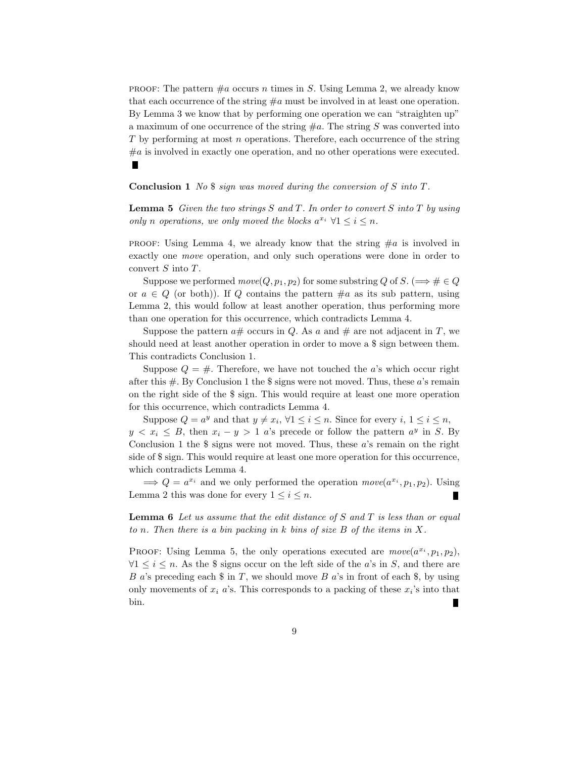PROOF: The pattern $\#a$ occurs $n$ times in $S$. Using Lemma 2, we already know that each occurrence of the string $\#a$ must be involved in at least one operation. By Lemma 3 we know that by performing one operation we can "straighten up" a maximum of one occurrence of the string $\#a$. The string $S$ was converted into $T$ by performing at most $n$ operations. Therefore, each occurrence of the string $\#a$ is involved in exactly one operation, and no other operations were executed. ∎

**Conclusion 1** *No \$ sign was moved during the conversion of $S$ into $T$.*

**Lemma 5** *Given the two strings $S$ and $T$. In order to convert $S$ into $T$ by using only $n$ operations, we only moved the blocks $a^{x_i}$ $\forall 1 \leq i \leq n$.*

PROOF: Using Lemma 4, we already know that the string $\#a$ is involved in exactly one *move* operation, and only such operations were done in order to convert $S$ into $T$.

Suppose we performed $move(Q, p_1, p_2)$ for some substring $Q$ of $S$. ($\Longrightarrow \# \in Q$ or $a \in Q$ (or both)). If $Q$ contains the pattern $\#a$ as its sub pattern, using Lemma 2, this would follow at least another operation, thus performing more than one operation for this occurrence, which contradicts Lemma 4.

Suppose the pattern $a\#$ occurs in $Q$. As $a$ and $\#$ are not adjacent in $T$, we should need at least another operation in order to move a \$ sign between them. This contradicts Conclusion 1.

Suppose $Q = \#$. Therefore, we have not touched the $a$'s which occur right after this $\#$. By Conclusion 1 the \$ signs were not moved. Thus, these $a$'s remain on the right side of the \$ sign. This would require at least one more operation for this occurrence, which contradicts Lemma 4.

Suppose $Q = a^y$ and that $y \neq x_i$, $\forall 1 \leq i \leq n$. Since for every $i$, $1 \leq i \leq n$, $y < x_i \leq B$, then $x_i - y > 1$ $a$'s precede or follow the pattern $a^y$ in $S$. By Conclusion 1 the \$ signs were not moved. Thus, these $a$'s remain on the right side of \$ sign. This would require at least one more operation for this occurrence, which contradicts Lemma 4.

$\Longrightarrow Q = a^{x_i}$ and we only performed the operation $move(a^{x_i}, p_1, p_2)$. Using Lemma 2 this was done for every $1 \leq i \leq n$. ∎

**Lemma 6** *Let us assume that the edit distance of $S$ and $T$ is less than or equal to $n$. Then there is a bin packing in $k$ bins of size $B$ of the items in $X$.*

PROOF: Using Lemma 5, the only operations executed are $move(a^{x_i}, p_1, p_2)$, $\forall 1 \leq i \leq n$. As the \$ signs occur on the left side of the $a$'s in $S$, and there are $B$ $a$'s preceding each \$ in $T$, we should move $B$ $a$'s in front of each \$, by using only movements of $x_i$ $a$'s. This corresponds to a packing of these $x_i$'s into that bin. ∎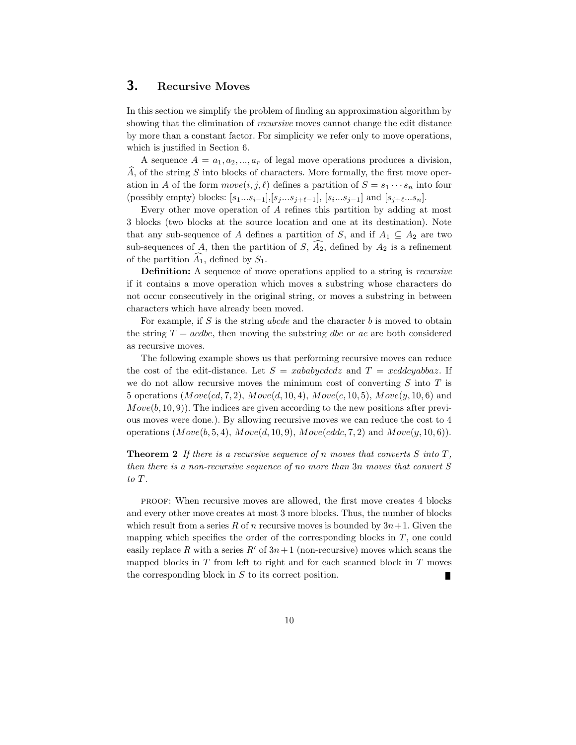## 3. Recursive Moves

In this section we simplify the problem of finding an approximation algorithm by showing that the elimination of *recursive* moves cannot change the edit distance by more than a constant factor. For simplicity we refer only to move operations, which is justified in Section 6.

A sequence $A = a_1, a_2, ..., a_r$ of legal move operations produces a division, $\widehat{A}$, of the string $S$ into blocks of characters. More formally, the first move operation in $A$ of the form $move(i, j, \ell)$ defines a partition of $S = s_1 \cdots s_n$ into four (possibly empty) blocks: $[s_1...s_{i-1}]$,$[s_j...s_{j+\ell-1}]$, $[s_i...s_{j-1}]$ and $[s_{j+\ell}...s_n]$.

Every other move operation of $A$ refines this partition by adding at most 3 blocks (two blocks at the source location and one at its destination). Note that any sub-sequence of $A$ defines a partition of $S$, and if $A_1 \subseteq A_2$ are two sub-sequences of $A$, then the partition of $S$, $\widehat{A_2}$, defined by $A_2$ is a refinement of the partition $\widehat{A_1}$, defined by $S_1$.

**Definition:** A sequence of move operations applied to a string is *recursive* if it contains a move operation which moves a substring whose characters do not occur consecutively in the original string, or moves a substring in between characters which have already been moved.

For example, if $S$ is the string *abcde* and the character $b$ is moved to obtain the string $T = acdbe$, then moving the substring *dbe* or *ac* are both considered as recursive moves.

The following example shows us that performing recursive moves can reduce the cost of the edit-distance. Let $S = xababycdcdz$ and $T = xcddcyabbaz$. If we do not allow recursive moves the minimum cost of converting $S$ into $T$ is 5 operations ($Move(cd, 7, 2)$, $Move(d, 10, 4)$, $Move(c, 10, 5)$, $Move(y, 10, 6)$ and $Move(b, 10, 9)$). The indices are given according to the new positions after previous moves were done.). By allowing recursive moves we can reduce the cost to 4 operations ($Move(b, 5, 4)$, $Move(d, 10, 9)$, $Move(cddc, 7, 2)$ and $Move(y, 10, 6)$).

**Theorem 2** *If there is a recursive sequence of $n$ moves that converts $S$ into $T$, then there is a non-recursive sequence of no more than $3n$ moves that convert $S$ to $T$.*

PROOF: When recursive moves are allowed, the first move creates 4 blocks and every other move creates at most 3 more blocks. Thus, the number of blocks which result from a series $R$ of $n$ recursive moves is bounded by $3n+1$. Given the mapping which specifies the order of the corresponding blocks in $T$, one could easily replace $R$ with a series $R'$ of $3n+1$ (non-recursive) moves which scans the mapped blocks in $T$ from left to right and for each scanned block in $T$ moves the corresponding block in $S$ to its correct position. ∎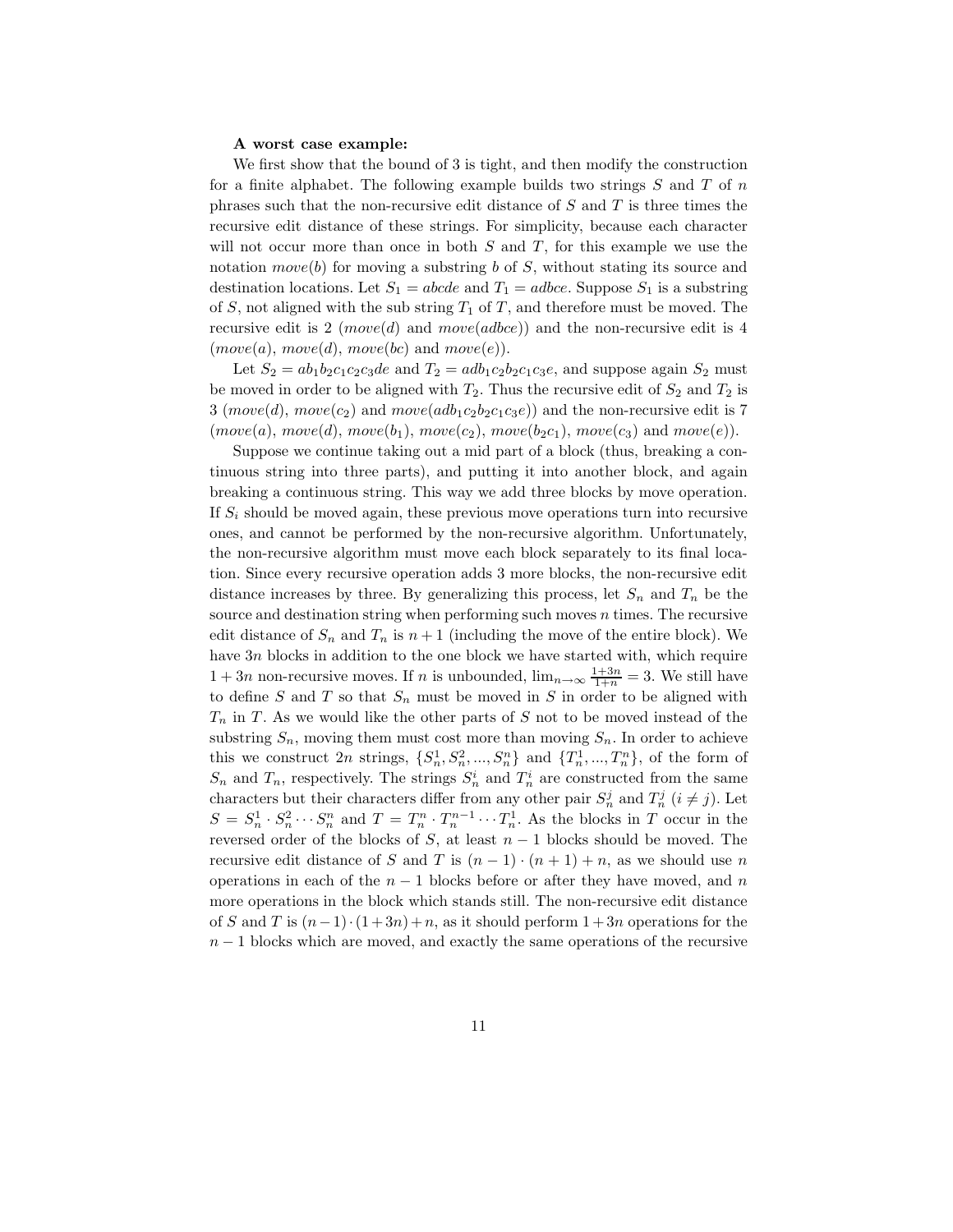**A worst case example:**

We first show that the bound of 3 is tight, and then modify the construction for a finite alphabet. The following example builds two strings $S$ and $T$ of $n$ phrases such that the non-recursive edit distance of $S$ and $T$ is three times the recursive edit distance of these strings. For simplicity, because each character will not occur more than once in both $S$ and $T$, for this example we use the notation $move(b)$ for moving a substring $b$ of $S$, without stating its source and destination locations. Let $S_1 = abcde$ and $T_1 = adbce$. Suppose $S_1$ is a substring of $S$, not aligned with the sub string $T_1$ of $T$, and therefore must be moved. The recursive edit is 2 ($move(d)$ and $move(adbce)$) and the non-recursive edit is 4 ($move(a)$, $move(d)$, $move(bc)$ and $move(e)$).

Let $S_2 = ab_1b_2c_1c_2c_3de$ and $T_2 = adb_1c_2b_2c_1c_3e$, and suppose again $S_2$ must be moved in order to be aligned with $T_2$. Thus the recursive edit of $S_2$ and $T_2$ is 3 ($move(d)$, $move(c_2)$ and $move(adb_1c_2b_2c_1c_3e)$) and the non-recursive edit is 7 ($move(a)$, $move(d)$, $move(b_1)$, $move(c_2)$, $move(b_2c_1)$, $move(c_3)$ and $move(e)$).

Suppose we continue taking out a mid part of a block (thus, breaking a continuous string into three parts), and putting it into another block, and again breaking a continuous string. This way we add three blocks by move operation. If $S_i$ should be moved again, these previous move operations turn into recursive ones, and cannot be performed by the non-recursive algorithm. Unfortunately, the non-recursive algorithm must move each block separately to its final location. Since every recursive operation adds 3 more blocks, the non-recursive edit distance increases by three. By generalizing this process, let $S_n$ and $T_n$ be the source and destination string when performing such moves $n$ times. The recursive edit distance of $S_n$ and $T_n$ is $n+1$ (including the move of the entire block). We have $3n$ blocks in addition to the one block we have started with, which require $1+3n$ non-recursive moves. If $n$ is unbounded, $\lim_{n\to\infty} \frac{1+3n}{1+n} = 3$. We still have to define $S$ and $T$ so that $S_n$ must be moved in $S$ in order to be aligned with $T_n$ in $T$. As we would like the other parts of $S$ not to be moved instead of the substring $S_n$, moving them must cost more than moving $S_n$. In order to achieve this we construct $2n$ strings, $\{S_n^1, S_n^2, ..., S_n^n\}$ and $\{T_n^1, ..., T_n^n\}$, of the form of $S_n$ and $T_n$, respectively. The strings $S_n^i$ and $T_n^i$ are constructed from the same characters but their characters differ from any other pair $S_n^j$ and $T_n^j$ $(i \neq j)$. Let $S = S_n^1 \cdot S_n^2 \cdots S_n^n$ and $T = T_n^n \cdot T_n^{n-1} \cdots T_n^1$. As the blocks in $T$ occur in the reversed order of the blocks of $S$, at least $n-1$ blocks should be moved. The recursive edit distance of $S$ and $T$ is $(n-1)\cdot(n+1)+n$, as we should use $n$ operations in each of the $n-1$ blocks before or after they have moved, and $n$ more operations in the block which stands still. The non-recursive edit distance of $S$ and $T$ is $(n-1)\cdot(1+3n)+n$, as it should perform $1+3n$ operations for the $n-1$ blocks which are moved, and exactly the same operations of the recursive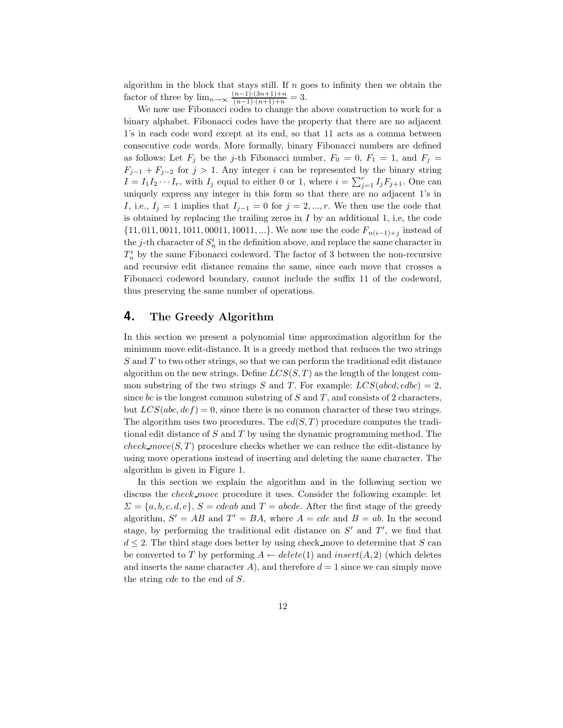algorithm in the block that stays still. If $n$ goes to infinity then we obtain the factor of three by $\lim_{n\to\infty} \frac{(n-1)\cdot(3n+1)+n}{(n-1)\cdot(n+1)+n} = 3$.

We now use Fibonacci codes to change the above construction to work for a binary alphabet. Fibonacci codes have the property that there are no adjacent 1's in each code word except at its end, so that 11 acts as a comma between consecutive code words. More formally, binary Fibonacci numbers are defined as follows: Let $F_j$ be the $j$-th Fibonacci number, $F_0 = 0$, $F_1 = 1$, and $F_j = F_{j-1} + F_{j-2}$ for $j > 1$. Any integer $i$ can be represented by the binary string $I = I_1 I_2 \cdots I_r$, with $I_j$ equal to either 0 or 1, where $i = \sum_{j=1}^{r} I_j F_{j+1}$. One can uniquely express any integer in this form so that there are no adjacent 1's in $I$, i.e., $I_j = 1$ implies that $I_{j-1} = 0$ for $j = 2, ..., r$. We then use the code that is obtained by replacing the trailing zeros in $I$ by an additional 1, i.e, the code $\{11, 011, 0011, 1011, 00011, 10011, ...\}$. We now use the code $F_{n(i-1)+j}$ instead of the $j$-th character of $S_n^i$ in the definition above, and replace the same character in $T_n^i$ by the same Fibonacci codeword. The factor of 3 between the non-recursive and recursive edit distance remains the same, since each move that crosses a Fibonacci codeword boundary, cannot include the suffix 11 of the codeword, thus preserving the same number of operations.

## 4. The Greedy Algorithm

In this section we present a polynomial time approximation algorithm for the minimum move edit-distance. It is a greedy method that reduces the two strings $S$ and $T$ to two other strings, so that we can perform the traditional edit distance algorithm on the new strings. Define $LCS(S, T)$ as the length of the longest common substring of the two strings $S$ and $T$. For example: $LCS(abcd, edbc) = 2$, since $bc$ is the longest common substring of $S$ and $T$, and consists of 2 characters, but $LCS(abc, def) = 0$, since there is no common character of these two strings. The algorithm uses two procedures. The $ed(S, T)$ procedure computes the traditional edit distance of $S$ and $T$ by using the dynamic programming method. The $check\_move(S, T)$ procedure checks whether we can reduce the edit-distance by using move operations instead of inserting and deleting the same character. The algorithm is given in Figure 1.

In this section we explain the algorithm and in the following section we discuss the *check_move* procedure it uses. Consider the following example: let $\Sigma = \{a, b, c, d, e\}$, $S = cdeab$ and $T = abcde$. After the first stage of the greedy algorithm, $S' = AB$ and $T' = BA$, where $A = cde$ and $B = ab$. In the second stage, by performing the traditional edit distance on $S'$ and $T'$, we find that $d \leq 2$. The third stage does better by using check_move to determine that $S$ can be converted to $T$ by performing $A \leftarrow delete(1)$ and $insert(A, 2)$ (which deletes and inserts the same character $A$), and therefore $d = 1$ since we can simply move the string $cde$ to the end of $S$.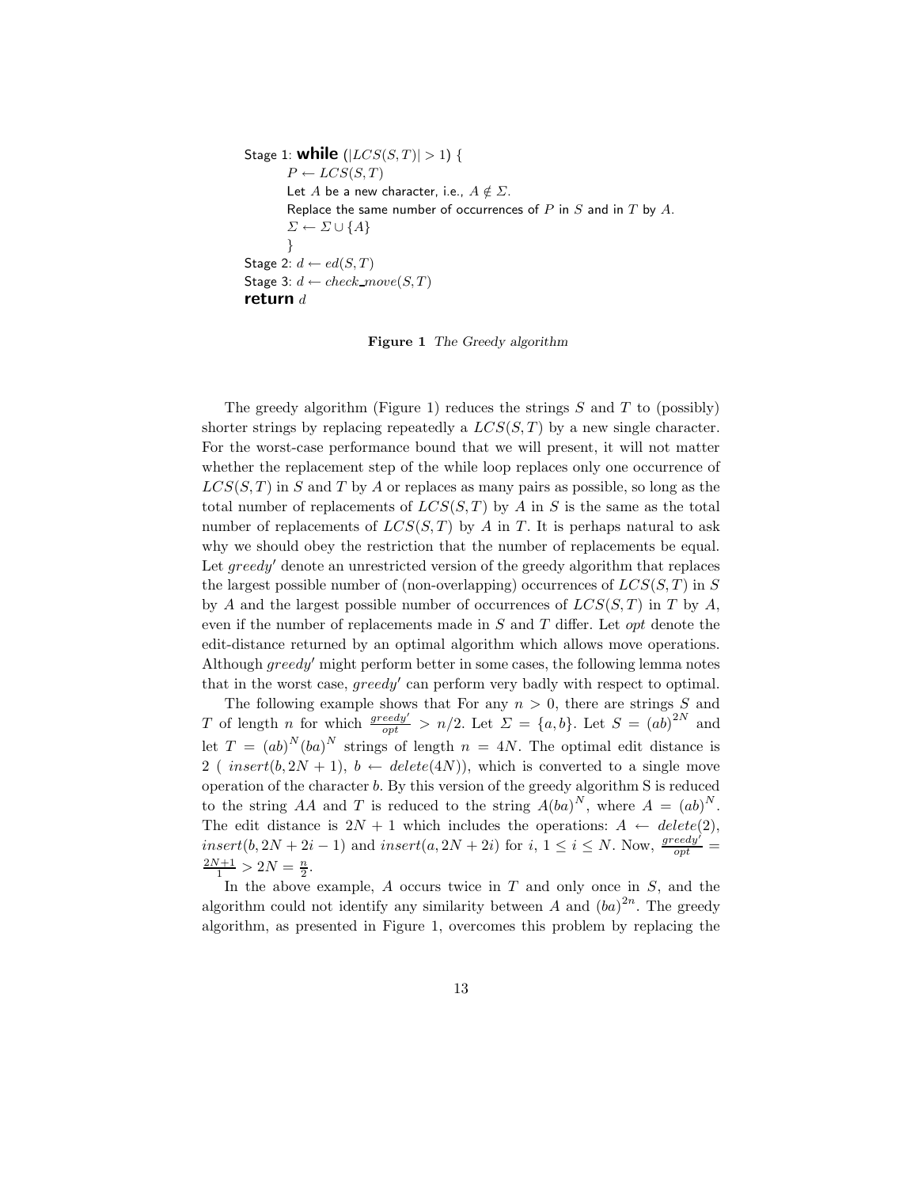```
Stage 1: while (|LCS(S,T)| > 1) {
        P ← LCS(S,T)
        Let A be a new character, i.e., A ∉ Σ.
        Replace the same number of occurrences of P in S and in T by A.
        Σ ← Σ ∪ {A}
        }
Stage 2: d ← ed(S,T)
Stage 3: d ← check_move(S,T)
return d
```

**Figure 1** *The Greedy algorithm*

The greedy algorithm (Figure 1) reduces the strings $S$ and $T$ to (possibly) shorter strings by replacing repeatedly a $LCS(S,T)$ by a new single character. For the worst-case performance bound that we will present, it will not matter whether the replacement step of the while loop replaces only one occurrence of $LCS(S,T)$ in $S$ and $T$ by $A$ or replaces as many pairs as possible, so long as the total number of replacements of $LCS(S,T)$ by $A$ in $S$ is the same as the total number of replacements of $LCS(S,T)$ by $A$ in $T$. It is perhaps natural to ask why we should obey the restriction that the number of replacements be equal. Let $greedy'$ denote an unrestricted version of the greedy algorithm that replaces the largest possible number of (non-overlapping) occurrences of $LCS(S,T)$ in $S$ by $A$ and the largest possible number of occurrences of $LCS(S,T)$ in $T$ by $A$, even if the number of replacements made in $S$ and $T$ differ. Let *opt* denote the edit-distance returned by an optimal algorithm which allows move operations. Although $greedy'$ might perform better in some cases, the following lemma notes that in the worst case, $greedy'$ can perform very badly with respect to optimal.

The following example shows that For any $n > 0$, there are strings $S$ and $T$ of length $n$ for which $\frac{greedy'}{opt} > n/2$. Let $\Sigma = \{a, b\}$. Let $S = (ab)^{2N}$ and let $T = (ab)^N(ba)^N$ strings of length $n = 4N$. The optimal edit distance is 2 ( $insert(b, 2N+1)$, $b \leftarrow delete(4N)$), which is converted to a single move operation of the character $b$. By this version of the greedy algorithm S is reduced to the string $AA$ and $T$ is reduced to the string $A(ba)^N$, where $A = (ab)^N$. The edit distance is $2N+1$ which includes the operations: $A \leftarrow delete(2)$, $insert(b, 2N+2i-1)$ and $insert(a, 2N+2i)$ for $i$, $1 \leq i \leq N$. Now, $\frac{greedy'}{opt} = \frac{2N+1}{1} > 2N = \frac{n}{2}$.

In the above example, $A$ occurs twice in $T$ and only once in $S$, and the algorithm could not identify any similarity between $A$ and $(ba)^{2n}$. The greedy algorithm, as presented in Figure 1, overcomes this problem by replacing the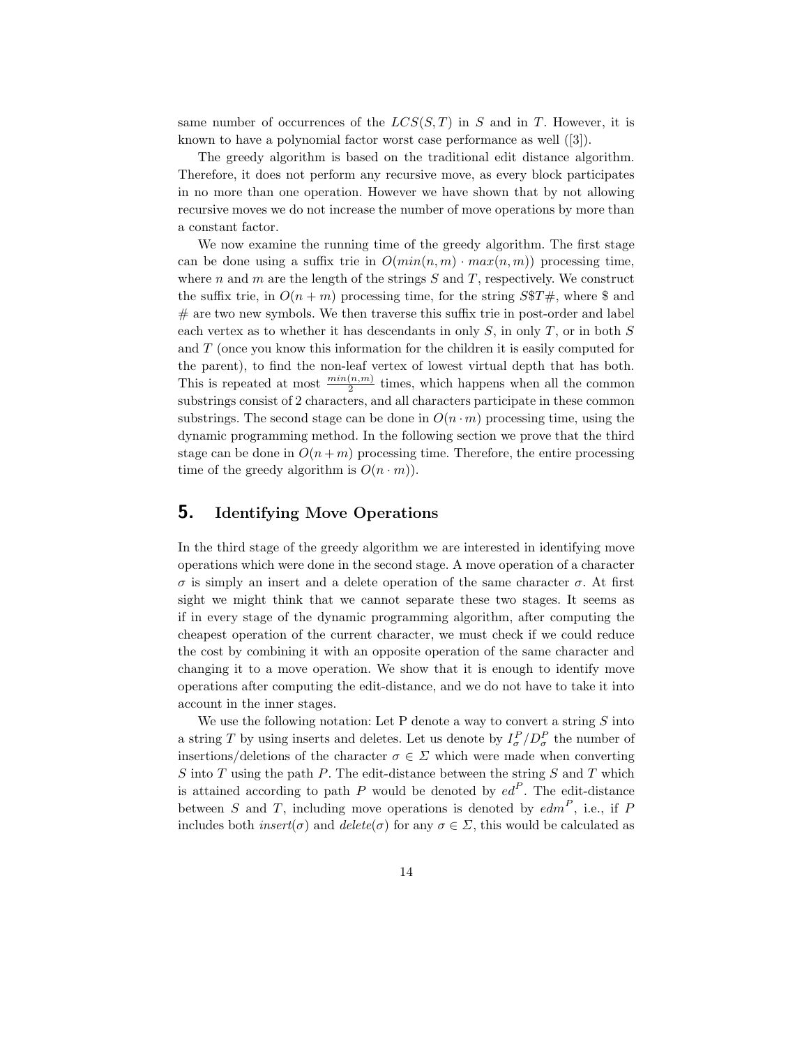same number of occurrences of the $LCS(S,T)$ in $S$ and in $T$. However, it is known to have a polynomial factor worst case performance as well ([3]).

The greedy algorithm is based on the traditional edit distance algorithm. Therefore, it does not perform any recursive move, as every block participates in no more than one operation. However we have shown that by not allowing recursive moves we do not increase the number of move operations by more than a constant factor.

We now examine the running time of the greedy algorithm. The first stage can be done using a suffix trie in $O(min(n,m) \cdot max(n,m))$ processing time, where $n$ and $m$ are the length of the strings $S$ and $T$, respectively. We construct the suffix trie, in $O(n+m)$ processing time, for the string $S\$T\#$, where \$ and # are two new symbols. We then traverse this suffix trie in post-order and label each vertex as to whether it has descendants in only $S$, in only $T$, or in both $S$ and $T$ (once you know this information for the children it is easily computed for the parent), to find the non-leaf vertex of lowest virtual depth that has both. This is repeated at most $\frac{min(n,m)}{2}$ times, which happens when all the common substrings consist of 2 characters, and all characters participate in these common substrings. The second stage can be done in $O(n \cdot m)$ processing time, using the dynamic programming method. In the following section we prove that the third stage can be done in $O(n+m)$ processing time. Therefore, the entire processing time of the greedy algorithm is $O(n \cdot m)$).

## 5. Identifying Move Operations

In the third stage of the greedy algorithm we are interested in identifying move operations which were done in the second stage. A move operation of a character $\sigma$ is simply an insert and a delete operation of the same character $\sigma$. At first sight we might think that we cannot separate these two stages. It seems as if in every stage of the dynamic programming algorithm, after computing the cheapest operation of the current character, we must check if we could reduce the cost by combining it with an opposite operation of the same character and changing it to a move operation. We show that it is enough to identify move operations after computing the edit-distance, and we do not have to take it into account in the inner stages.

We use the following notation: Let P denote a way to convert a string $S$ into a string $T$ by using inserts and deletes. Let us denote by $I^P_\sigma / D^P_\sigma$ the number of insertions/deletions of the character $\sigma \in \Sigma$ which were made when converting $S$ into $T$ using the path $P$. The edit-distance between the string $S$ and $T$ which is attained according to path $P$ would be denoted by $ed^P$. The edit-distance between $S$ and $T$, including move operations is denoted by $edm^P$, i.e., if $P$ includes both $insert(\sigma)$ and $delete(\sigma)$ for any $\sigma \in \Sigma$, this would be calculated as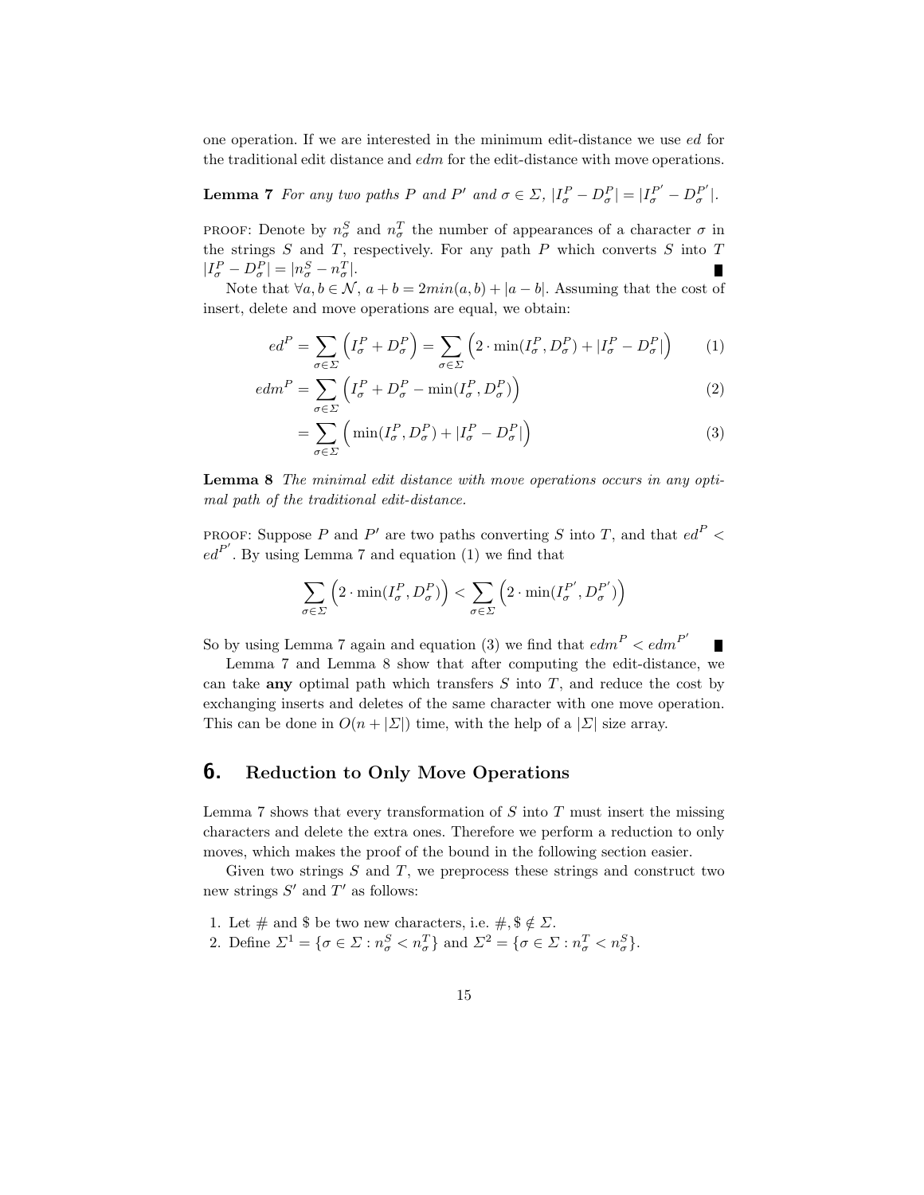one operation. If we are interested in the minimum edit-distance we use $ed$ for the traditional edit distance and $edm$ for the edit-distance with move operations.

**Lemma 7** *For any two paths $P$ and $P'$ and $\sigma \in \Sigma$, $|I^P_\sigma - D^P_\sigma| = |I^{P'}_\sigma - D^{P'}_\sigma|$.*

PROOF: Denote by $n^S_\sigma$ and $n^T_\sigma$ the number of appearances of a character $\sigma$ in the strings $S$ and $T$, respectively. For any path $P$ which converts $S$ into $T$ $|I^P_\sigma - D^P_\sigma| = |n^S_\sigma - n^T_\sigma|$. ∎

Note that $\forall a, b \in \mathcal{N}$, $a + b = 2min(a, b) + |a - b|$. Assuming that the cost of insert, delete and move operations are equal, we obtain:

$$ed^P = \sum_{\sigma\in\Sigma} \Big(I^P_\sigma + D^P_\sigma\Big) = \sum_{\sigma\in\Sigma} \Big(2 \cdot \min(I^P_\sigma, D^P_\sigma) + |I^P_\sigma - D^P_\sigma|\Big) \tag{1}$$

$$edm^P = \sum_{\sigma\in\Sigma} \Big(I^P_\sigma + D^P_\sigma - \min(I^P_\sigma, D^P_\sigma)\Big) \tag{2}$$

$$= \sum_{\sigma\in\Sigma} \Big(\min(I^P_\sigma, D^P_\sigma) + |I^P_\sigma - D^P_\sigma|\Big) \tag{3}$$

**Lemma 8** *The minimal edit distance with move operations occurs in any optimal path of the traditional edit-distance.*

PROOF: Suppose $P$ and $P'$ are two paths converting $S$ into $T$, and that $ed^P < ed^{P'}$. By using Lemma 7 and equation (1) we find that

$$\sum_{\sigma\in\Sigma} \Big(2 \cdot \min(I^P_\sigma, D^P_\sigma)\Big) < \sum_{\sigma\in\Sigma} \Big(2 \cdot \min(I^{P'}_\sigma, D^{P'}_\sigma)\Big)$$

So by using Lemma 7 again and equation (3) we find that $edm^P < edm^{P'}$ ∎

Lemma 7 and Lemma 8 show that after computing the edit-distance, we can take **any** optimal path which transfers $S$ into $T$, and reduce the cost by exchanging inserts and deletes of the same character with one move operation. This can be done in $O(n + |\Sigma|)$ time, with the help of a $|\Sigma|$ size array.

## 6. Reduction to Only Move Operations

Lemma 7 shows that every transformation of $S$ into $T$ must insert the missing characters and delete the extra ones. Therefore we perform a reduction to only moves, which makes the proof of the bound in the following section easier.

Given two strings $S$ and $T$, we preprocess these strings and construct two new strings $S'$ and $T'$ as follows:

1. Let # and \$ be two new characters, i.e. $\#, \$ \notin \Sigma$.
2. Define $\Sigma^1 = \{\sigma \in \Sigma : n^S_\sigma < n^T_\sigma\}$ and $\Sigma^2 = \{\sigma \in \Sigma : n^T_\sigma < n^S_\sigma\}$.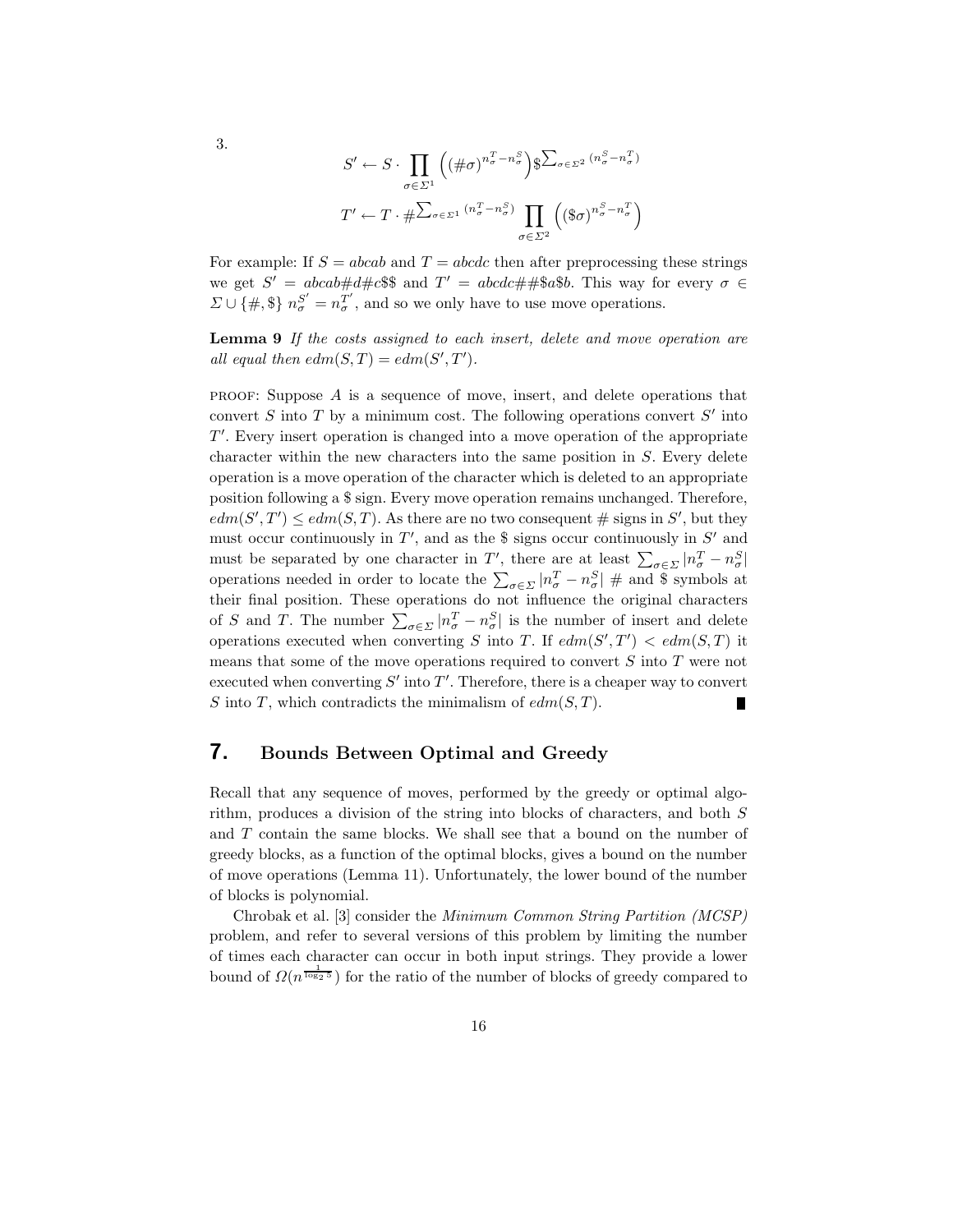3.

$$S' \leftarrow S \cdot \prod_{\sigma \in \Sigma^1} \left( (\#\sigma)^{n_\sigma^T - n_\sigma^S} \right) \$^{\sum_{\sigma \in \Sigma^2} (n_\sigma^S - n_\sigma^T)}$$

$$T' \leftarrow T \cdot \#^{\sum_{\sigma \in \Sigma^1} (n_\sigma^T - n_\sigma^S)} \prod_{\sigma \in \Sigma^2} \left( (\$\sigma)^{n_\sigma^S - n_\sigma^T} \right)$$

For example: If $S = abcab$ and $T = abcdc$ then after preprocessing these strings we get $S' = abcab\#d\#c\$\$$ and $T' = abcdc\#\#\$a\$b$. This way for every $\sigma \in \Sigma \cup \{\#, \$\}$ $n_\sigma^{S'} = n_\sigma^{T'}$, and so we only have to use move operations.

**Lemma 9** *If the costs assigned to each insert, delete and move operation are all equal then $edm(S,T) = edm(S',T')$.*

PROOF: Suppose $A$ is a sequence of move, insert, and delete operations that convert $S$ into $T$ by a minimum cost. The following operations convert $S'$ into $T'$. Every insert operation is changed into a move operation of the appropriate character within the new characters into the same position in $S$. Every delete operation is a move operation of the character which is deleted to an appropriate position following a \$ sign. Every move operation remains unchanged. Therefore, $edm(S',T') \leq edm(S,T)$. As there are no two consequent # signs in $S'$, but they must occur continuously in $T'$, and as the \$ signs occur continuously in $S'$ and must be separated by one character in $T'$, there are at least $\sum_{\sigma \in \Sigma} |n_\sigma^T - n_\sigma^S|$ operations needed in order to locate the $\sum_{\sigma \in \Sigma} |n_\sigma^T - n_\sigma^S|$ # and \$ symbols at their final position. These operations do not influence the original characters of $S$ and $T$. The number $\sum_{\sigma \in \Sigma} |n_\sigma^T - n_\sigma^S|$ is the number of insert and delete operations executed when converting $S$ into $T$. If $edm(S',T') < edm(S,T)$ it means that some of the move operations required to convert $S$ into $T$ were not executed when converting $S'$ into $T'$. Therefore, there is a cheaper way to convert $S$ into $T$, which contradicts the minimalism of $edm(S,T)$. ∎

## 7. Bounds Between Optimal and Greedy

Recall that any sequence of moves, performed by the greedy or optimal algorithm, produces a division of the string into blocks of characters, and both $S$ and $T$ contain the same blocks. We shall see that a bound on the number of greedy blocks, as a function of the optimal blocks, gives a bound on the number of move operations (Lemma 11). Unfortunately, the lower bound of the number of blocks is polynomial.

Chrobak et al. [3] consider the *Minimum Common String Partition (MCSP)* problem, and refer to several versions of this problem by limiting the number of times each character can occur in both input strings. They provide a lower bound of $\Omega(n^{\frac{1}{\log_2 5}})$ for the ratio of the number of blocks of greedy compared to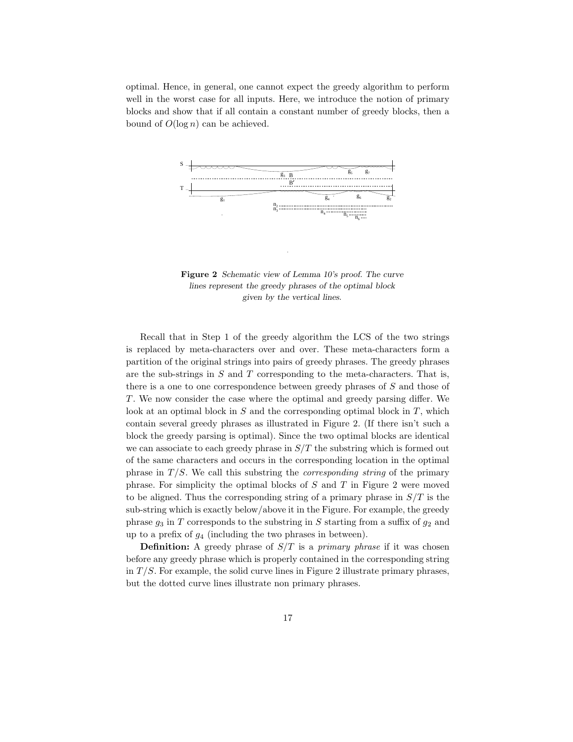optimal. Hence, in general, one cannot expect the greedy algorithm to perform well in the worst case for all inputs. Here, we introduce the notion of primary blocks and show that if all contain a constant number of greedy blocks, then a bound of $O(\log n)$ can be achieved.

**Figure 2** *Schematic view of Lemma 10's proof. The curve lines represent the greedy phrases of the optimal block given by the vertical lines.*

Recall that in Step 1 of the greedy algorithm the LCS of the two strings is replaced by meta-characters over and over. These meta-characters form a partition of the original strings into pairs of greedy phrases. The greedy phrases are the sub-strings in $S$ and $T$ corresponding to the meta-characters. That is, there is a one to one correspondence between greedy phrases of $S$ and those of $T$. We now consider the case where the optimal and greedy parsing differ. We look at an optimal block in $S$ and the corresponding optimal block in $T$, which contain several greedy phrases as illustrated in Figure 2. (If there isn't such a block the greedy parsing is optimal). Since the two optimal blocks are identical we can associate to each greedy phrase in $S/T$ the substring which is formed out of the same characters and occurs in the corresponding location in the optimal phrase in $T/S$. We call this substring the *corresponding string* of the primary phrase. For simplicity the optimal blocks of $S$ and $T$ in Figure 2 were moved to be aligned. Thus the corresponding string of a primary phrase in $S/T$ is the sub-string which is exactly below/above it in the Figure. For example, the greedy phrase $g_3$ in $T$ corresponds to the substring in $S$ starting from a suffix of $g_2$ and up to a prefix of $g_4$ (including the two phrases in between).

**Definition:** A greedy phrase of $S/T$ is a *primary phrase* if it was chosen before any greedy phrase which is properly contained in the corresponding string in $T/S$. For example, the solid curve lines in Figure 2 illustrate primary phrases, but the dotted curve lines illustrate non primary phrases.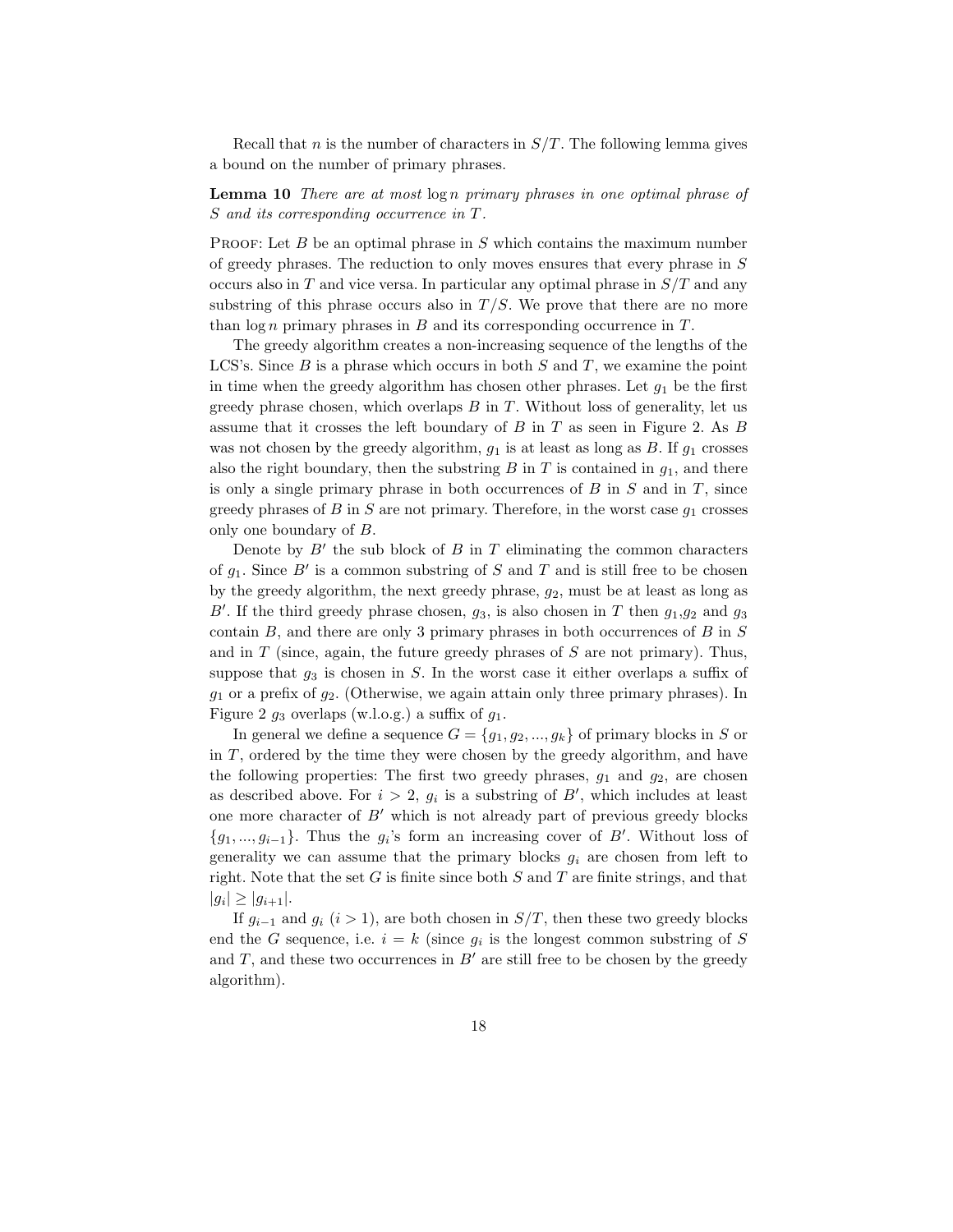Recall that $n$ is the number of characters in $S/T$. The following lemma gives a bound on the number of primary phrases.

**Lemma 10** *There are at most* $\log n$ *primary phrases in one optimal phrase of* $S$ *and its corresponding occurrence in* $T$*.*

Proof: Let $B$ be an optimal phrase in $S$ which contains the maximum number of greedy phrases. The reduction to only moves ensures that every phrase in $S$ occurs also in $T$ and vice versa. In particular any optimal phrase in $S/T$ and any substring of this phrase occurs also in $T/S$. We prove that there are no more than $\log n$ primary phrases in $B$ and its corresponding occurrence in $T$.

The greedy algorithm creates a non-increasing sequence of the lengths of the LCS's. Since $B$ is a phrase which occurs in both $S$ and $T$, we examine the point in time when the greedy algorithm has chosen other phrases. Let $g_1$ be the first greedy phrase chosen, which overlaps $B$ in $T$. Without loss of generality, let us assume that it crosses the left boundary of $B$ in $T$ as seen in Figure 2. As $B$ was not chosen by the greedy algorithm, $g_1$ is at least as long as $B$. If $g_1$ crosses also the right boundary, then the substring $B$ in $T$ is contained in $g_1$, and there is only a single primary phrase in both occurrences of $B$ in $S$ and in $T$, since greedy phrases of $B$ in $S$ are not primary. Therefore, in the worst case $g_1$ crosses only one boundary of $B$.

Denote by $B'$ the sub block of $B$ in $T$ eliminating the common characters of $g_1$. Since $B'$ is a common substring of $S$ and $T$ and is still free to be chosen by the greedy algorithm, the next greedy phrase, $g_2$, must be at least as long as $B'$. If the third greedy phrase chosen, $g_3$, is also chosen in $T$ then $g_1$,$g_2$ and $g_3$ contain $B$, and there are only 3 primary phrases in both occurrences of $B$ in $S$ and in $T$ (since, again, the future greedy phrases of $S$ are not primary). Thus, suppose that $g_3$ is chosen in $S$. In the worst case it either overlaps a suffix of $g_1$ or a prefix of $g_2$. (Otherwise, we again attain only three primary phrases). In Figure 2 $g_3$ overlaps (w.l.o.g.) a suffix of $g_1$.

In general we define a sequence $G = \{g_1, g_2, ..., g_k\}$ of primary blocks in $S$ or in $T$, ordered by the time they were chosen by the greedy algorithm, and have the following properties: The first two greedy phrases, $g_1$ and $g_2$, are chosen as described above. For $i > 2$, $g_i$ is a substring of $B'$, which includes at least one more character of $B'$ which is not already part of previous greedy blocks $\{g_1, ..., g_{i-1}\}$. Thus the $g_i$'s form an increasing cover of $B'$. Without loss of generality we can assume that the primary blocks $g_i$ are chosen from left to right. Note that the set $G$ is finite since both $S$ and $T$ are finite strings, and that $|g_i| \geq |g_{i+1}|$.

If $g_{i-1}$ and $g_i$ ($i > 1$), are both chosen in $S/T$, then these two greedy blocks end the $G$ sequence, i.e. $i = k$ (since $g_i$ is the longest common substring of $S$ and $T$, and these two occurrences in $B'$ are still free to be chosen by the greedy algorithm).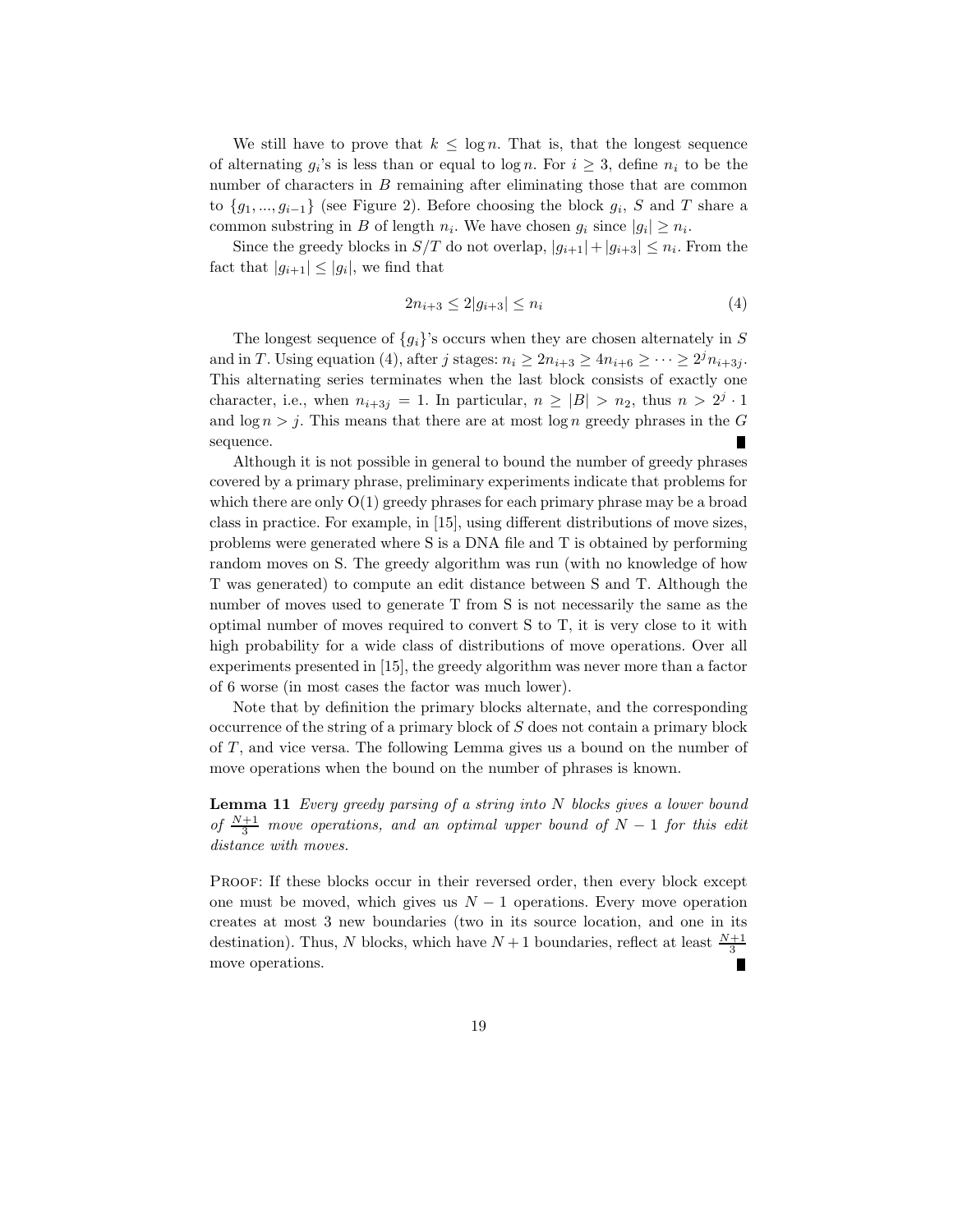We still have to prove that $k \leq \log n$. That is, that the longest sequence of alternating $g_i$'s is less than or equal to $\log n$. For $i \geq 3$, define $n_i$ to be the number of characters in $B$ remaining after eliminating those that are common to $\{g_1, ..., g_{i-1}\}$ (see Figure 2). Before choosing the block $g_i$, $S$ and $T$ share a common substring in $B$ of length $n_i$. We have chosen $g_i$ since $|g_i| \geq n_i$.

Since the greedy blocks in $S/T$ do not overlap, $|g_{i+1}| + |g_{i+3}| \leq n_i$. From the fact that $|g_{i+1}| \leq |g_i|$, we find that

$$2n_{i+3} \leq 2|g_{i+3}| \leq n_i \tag{4}$$

The longest sequence of $\{g_i\}$'s occurs when they are chosen alternately in $S$ and in $T$. Using equation (4), after $j$ stages: $n_i \geq 2n_{i+3} \geq 4n_{i+6} \geq \cdots \geq 2^j n_{i+3j}$. This alternating series terminates when the last block consists of exactly one character, i.e., when $n_{i+3j} = 1$. In particular, $n \geq |B| > n_2$, thus $n > 2^j \cdot 1$ and $\log n > j$. This means that there are at most $\log n$ greedy phrases in the $G$ sequence. ∎

Although it is not possible in general to bound the number of greedy phrases covered by a primary phrase, preliminary experiments indicate that problems for which there are only O(1) greedy phrases for each primary phrase may be a broad class in practice. For example, in [15], using different distributions of move sizes, problems were generated where S is a DNA file and T is obtained by performing random moves on S. The greedy algorithm was run (with no knowledge of how T was generated) to compute an edit distance between S and T. Although the number of moves used to generate T from S is not necessarily the same as the optimal number of moves required to convert S to T, it is very close to it with high probability for a wide class of distributions of move operations. Over all experiments presented in [15], the greedy algorithm was never more than a factor of 6 worse (in most cases the factor was much lower).

Note that by definition the primary blocks alternate, and the corresponding occurrence of the string of a primary block of $S$ does not contain a primary block of $T$, and vice versa. The following Lemma gives us a bound on the number of move operations when the bound on the number of phrases is known.

**Lemma 11** *Every greedy parsing of a string into $N$ blocks gives a lower bound of $\frac{N+1}{3}$ move operations, and an optimal upper bound of $N-1$ for this edit distance with moves.*

Proof: If these blocks occur in their reversed order, then every block except one must be moved, which gives us $N-1$ operations. Every move operation creates at most 3 new boundaries (two in its source location, and one in its destination). Thus, $N$ blocks, which have $N+1$ boundaries, reflect at least $\frac{N+1}{3}$ move operations. ∎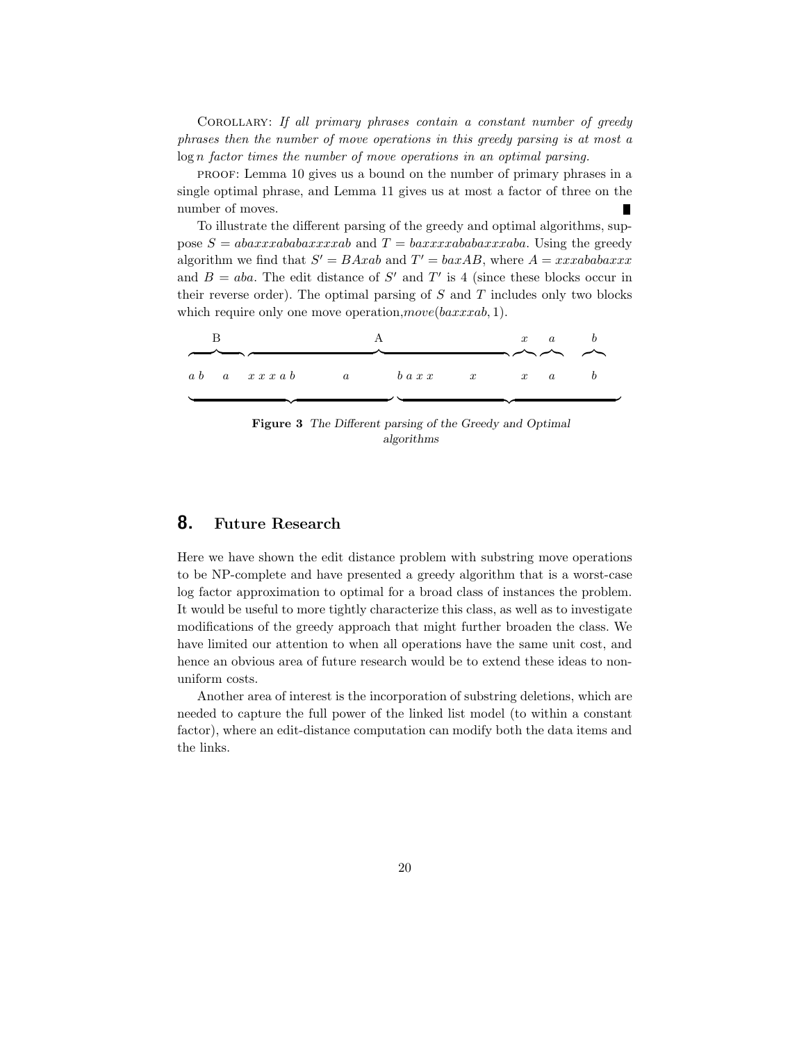COROLLARY: *If all primary phrases contain a constant number of greedy phrases then the number of move operations in this greedy parsing is at most a $\log n$ factor times the number of move operations in an optimal parsing.*

PROOF: Lemma 10 gives us a bound on the number of primary phrases in a single optimal phrase, and Lemma 11 gives us at most a factor of three on the number of moves. ∎

To illustrate the different parsing of the greedy and optimal algorithms, suppose $S = abaxxxababaxxxxab$ and $T = baxxxxababaxxxaba$. Using the greedy algorithm we find that $S' = BAxab$ and $T' = baxAB$, where $A = xxxababaxxx$ and $B = aba$. The edit distance of $S'$ and $T'$ is 4 (since these blocks occur in their reverse order). The optimal parsing of $S$ and $T$ includes only two blocks which require only one move operation, $move(baxxxab, 1)$.

B A x a b

a b a x x x a b a b a x x x a b

**Figure 3** *The Different parsing of the Greedy and Optimal algorithms*

## 8. Future Research

Here we have shown the edit distance problem with substring move operations to be NP-complete and have presented a greedy algorithm that is a worst-case log factor approximation to optimal for a broad class of instances the problem. It would be useful to more tightly characterize this class, as well as to investigate modifications of the greedy approach that might further broaden the class. We have limited our attention to when all operations have the same unit cost, and hence an obvious area of future research would be to extend these ideas to non-uniform costs.

Another area of interest is the incorporation of substring deletions, which are needed to capture the full power of the linked list model (to within a constant factor), where an edit-distance computation can modify both the data items and the links.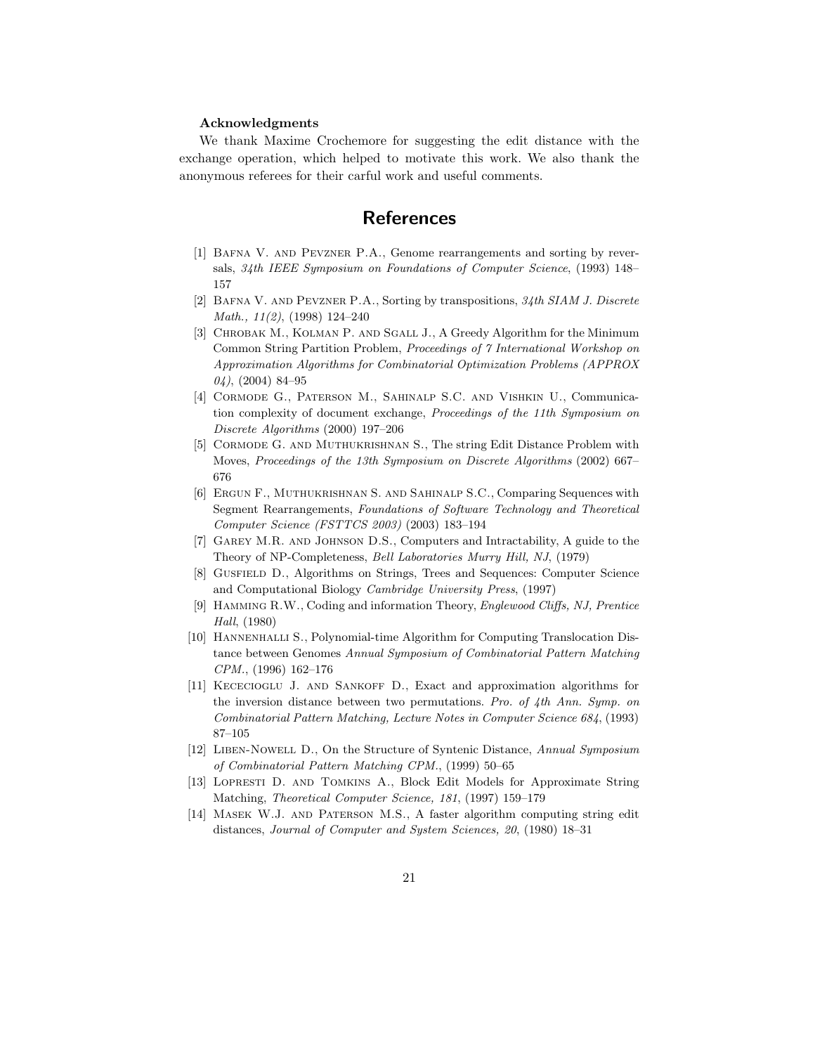**Acknowledgments**

We thank Maxime Crochemore for suggesting the edit distance with the exchange operation, which helped to motivate this work. We also thank the anonymous referees for their carful work and useful comments.

# References

[1] Bafna V. and Pevzner P.A., Genome rearrangements and sorting by reversals, *34th IEEE Symposium on Foundations of Computer Science*, (1993) 148–157

[2] Bafna V. and Pevzner P.A., Sorting by transpositions, *34th SIAM J. Discrete Math., 11(2)*, (1998) 124–240

[3] Chrobak M., Kolman P. and Sgall J., A Greedy Algorithm for the Minimum Common String Partition Problem, *Proceedings of 7 International Workshop on Approximation Algorithms for Combinatorial Optimization Problems (APPROX 04)*, (2004) 84–95

[4] Cormode G., Paterson M., Sahinalp S.C. and Vishkin U., Communication complexity of document exchange, *Proceedings of the 11th Symposium on Discrete Algorithms* (2000) 197–206

[5] Cormode G. and Muthukrishnan S., The string Edit Distance Problem with Moves, *Proceedings of the 13th Symposium on Discrete Algorithms* (2002) 667–676

[6] Ergun F., Muthukrishnan S. and Sahinalp S.C., Comparing Sequences with Segment Rearrangements, *Foundations of Software Technology and Theoretical Computer Science (FSTTCS 2003)* (2003) 183–194

[7] Garey M.R. and Johnson D.S., Computers and Intractability, A guide to the Theory of NP-Completeness, *Bell Laboratories Murry Hill, NJ*, (1979)

[8] Gusfield D., Algorithms on Strings, Trees and Sequences: Computer Science and Computational Biology *Cambridge University Press*, (1997)

[9] Hamming R.W., Coding and information Theory, *Englewood Cliffs, NJ, Prentice Hall*, (1980)

[10] Hannenhalli S., Polynomial-time Algorithm for Computing Translocation Distance between Genomes *Annual Symposium of Combinatorial Pattern Matching CPM.*, (1996) 162–176

[11] Kececioglu J. and Sankoff D., Exact and approximation algorithms for the inversion distance between two permutations. *Pro. of 4th Ann. Symp. on Combinatorial Pattern Matching, Lecture Notes in Computer Science 684*, (1993) 87–105

[12] Liben-Nowell D., On the Structure of Syntenic Distance, *Annual Symposium of Combinatorial Pattern Matching CPM.*, (1999) 50–65

[13] Lopresti D. and Tomkins A., Block Edit Models for Approximate String Matching, *Theoretical Computer Science, 181*, (1997) 159–179

[14] Masek W.J. and Paterson M.S., A faster algorithm computing string edit distances, *Journal of Computer and System Sciences, 20*, (1980) 18–31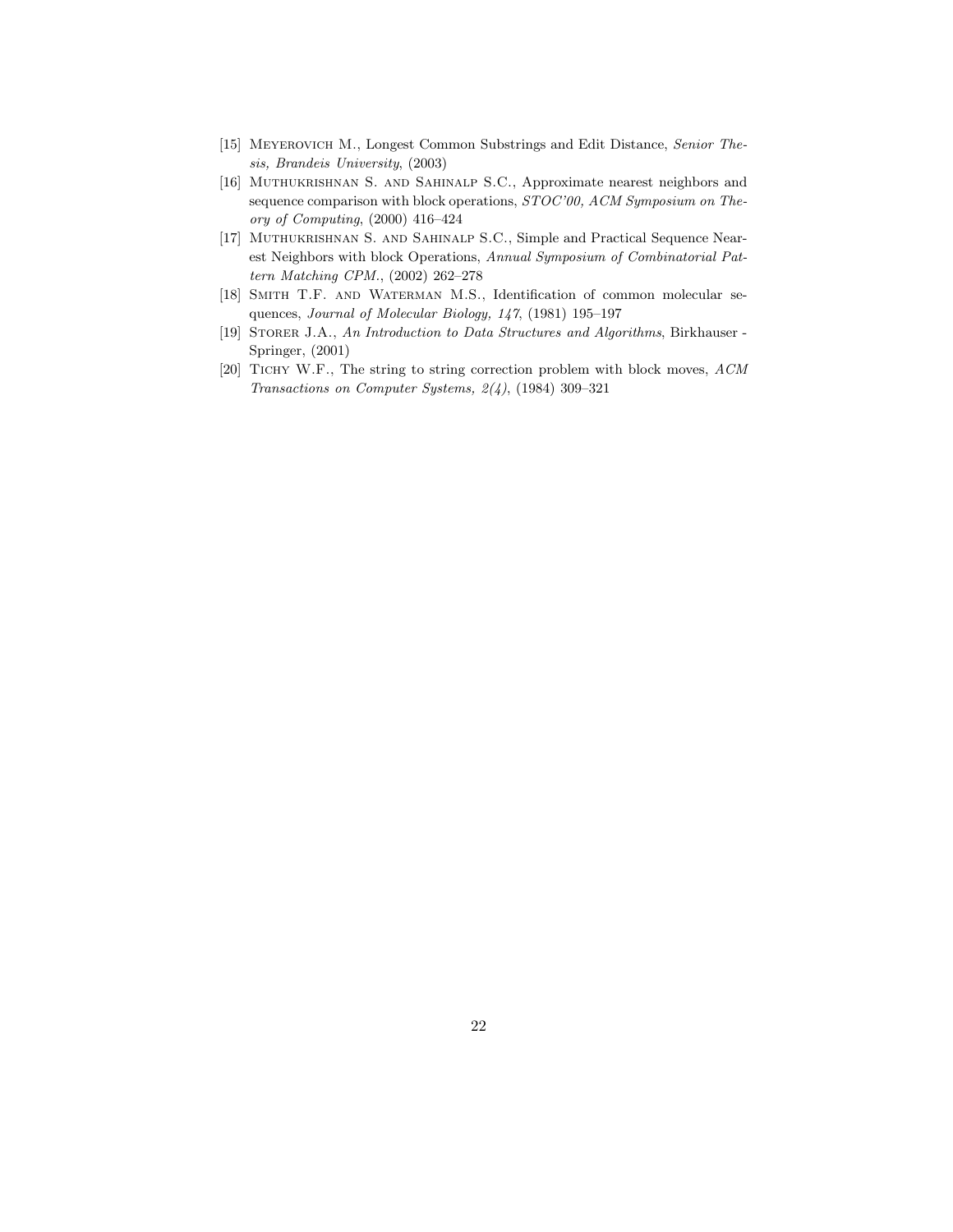[15] Meyerovich M., Longest Common Substrings and Edit Distance, *Senior Thesis, Brandeis University*, (2003)

[16] Muthukrishnan S. and Sahinalp S.C., Approximate nearest neighbors and sequence comparison with block operations, *STOC'00, ACM Symposium on Theory of Computing*, (2000) 416–424

[17] Muthukrishnan S. and Sahinalp S.C., Simple and Practical Sequence Nearest Neighbors with block Operations, *Annual Symposium of Combinatorial Pattern Matching CPM.*, (2002) 262–278

[18] Smith T.F. and Waterman M.S., Identification of common molecular sequences, *Journal of Molecular Biology, 147*, (1981) 195–197

[19] Storer J.A., *An Introduction to Data Structures and Algorithms*, Birkhauser - Springer, (2001)

[20] Tichy W.F., The string to string correction problem with block moves, *ACM Transactions on Computer Systems, 2(4)*, (1984) 309–321